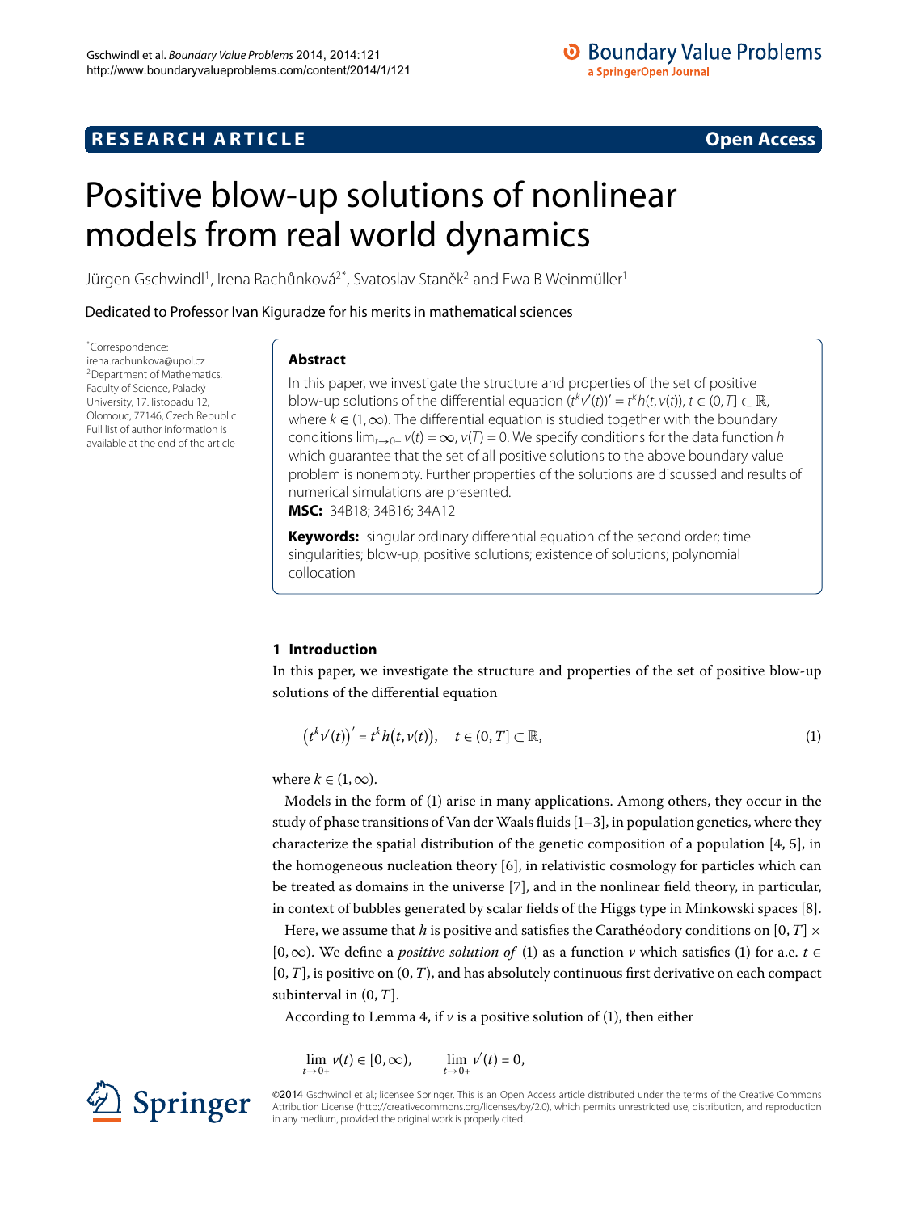**RESEARCH ARTICLE** **Open Access**

# Positive blow-up solutions of nonlinear models from real world dynamics

Jürgen Gschwindl[1], Irena Rachůnková[2*], Svatoslav Staněk[2] and Ewa B Weinmüller[1]

Dedicated to Professor Ivan Kiguradze for his merits in mathematical sciences

*Correspondence: irena.rachunkova@upol.cz
[2]Department of Mathematics, Faculty of Science, Palacký University, 17. listopadu 12, Olomouc, 77146, Czech Republic
Full list of author information is available at the end of the article

## Abstract

In this paper, we investigate the structure and properties of the set of positive blow-up solutions of the differential equation $(t^k v'(t))' = t^k h(t, v(t))$, $t \in (0, T] \subset \mathbb{R}$, where $k \in (1, \infty)$. The differential equation is studied together with the boundary conditions $\lim_{t\to 0+} v(t) = \infty$, $v(T) = 0$. We specify conditions for the data function $h$ which guarantee that the set of all positive solutions to the above boundary value problem is nonempty. Further properties of the solutions are discussed and results of numerical simulations are presented.

**MSC:** 34B18; 34B16; 34A12

**Keywords:** singular ordinary differential equation of the second order; time singularities; blow-up, positive solutions; existence of solutions; polynomial collocation

## 1 Introduction

In this paper, we investigate the structure and properties of the set of positive blow-up solutions of the differential equation

$$\left(t^k v'(t)\right)' = t^k h\left(t, v(t)\right), \quad t \in (0, T] \subset \mathbb{R}, \tag{1}$$

where $k \in (1, \infty)$.

Models in the form of (1) arise in many applications. Among others, they occur in the study of phase transitions of Van der Waals fluids [1–3], in population genetics, where they characterize the spatial distribution of the genetic composition of a population [4, 5], in the homogeneous nucleation theory [6], in relativistic cosmology for particles which can be treated as domains in the universe [7], and in the nonlinear field theory, in particular, in context of bubbles generated by scalar fields of the Higgs type in Minkowski spaces [8].

Here, we assume that $h$ is positive and satisfies the Carathéodory conditions on $[0, T] \times [0, \infty)$. We define a *positive solution of* (1) as a function $v$ which satisfies (1) for a.e. $t \in [0, T]$, is positive on $(0, T)$, and has absolutely continuous first derivative on each compact subinterval in $(0, T]$.

According to Lemma 4, if $v$ is a positive solution of (1), then either

$$\lim_{t\to 0+} v(t) \in [0, \infty), \qquad \lim_{t\to 0+} v'(t) = 0,$$

©2014 Gschwindl et al.; licensee Springer. This is an Open Access article distributed under the terms of the Creative Commons Attribution License (http://creativecommons.org/licenses/by/2.0), which permits unrestricted use, distribution, and reproduction in any medium, provided the original work is properly cited.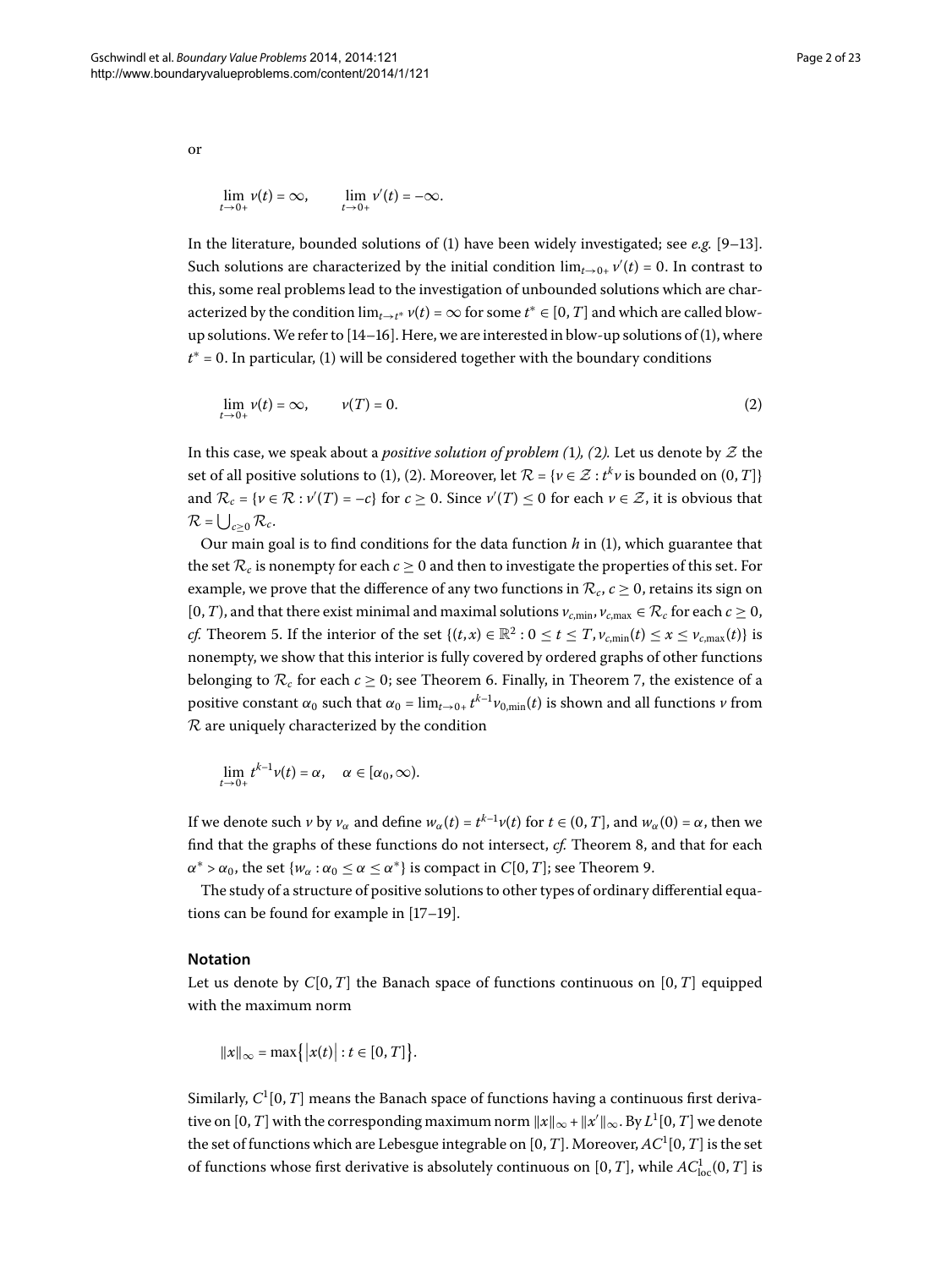or

$$\lim_{t\to 0+} v(t) = \infty, \qquad \lim_{t\to 0+} v'(t) = -\infty.$$

In the literature, bounded solutions of (1) have been widely investigated; see *e.g.* [9–13]. Such solutions are characterized by the initial condition $\lim_{t\to 0+} v'(t) = 0$. In contrast to this, some real problems lead to the investigation of unbounded solutions which are characterized by the condition $\lim_{t\to t^*} v(t) = \infty$ for some $t^* \in [0,T]$ and which are called blow-up solutions. We refer to [14–16]. Here, we are interested in blow-up solutions of (1), where $t^* = 0$. In particular, (1) will be considered together with the boundary conditions

$$\lim_{t\to 0+} v(t) = \infty, \qquad v(T) = 0. \tag{2}$$

In this case, we speak about a *positive solution of problem (1), (2)*. Let us denote by $\mathcal{Z}$ the set of all positive solutions to (1), (2). Moreover, let $\mathcal{R} = \{v \in \mathcal{Z} : t^k v \text{ is bounded on } (0,T]\}$ and $\mathcal{R}_c = \{v \in \mathcal{R} : v'(T) = -c\}$ for $c \geq 0$. Since $v'(T) \leq 0$ for each $v \in \mathcal{Z}$, it is obvious that $\mathcal{R} = \bigcup_{c\geq 0} \mathcal{R}_c$.

Our main goal is to find conditions for the data function $h$ in (1), which guarantee that the set $\mathcal{R}_c$ is nonempty for each $c \geq 0$ and then to investigate the properties of this set. For example, we prove that the difference of any two functions in $\mathcal{R}_c$, $c \geq 0$, retains its sign on $[0,T)$, and that there exist minimal and maximal solutions $v_{c,\min}, v_{c,\max} \in \mathcal{R}_c$ for each $c \geq 0$, *cf.* Theorem 5. If the interior of the set $\{(t,x) \in \mathbb{R}^2 : 0 \leq t \leq T, v_{c,\min}(t) \leq x \leq v_{c,\max}(t)\}$ is nonempty, we show that this interior is fully covered by ordered graphs of other functions belonging to $\mathcal{R}_c$ for each $c \geq 0$; see Theorem 6. Finally, in Theorem 7, the existence of a positive constant $\alpha_0$ such that $\alpha_0 = \lim_{t\to 0+} t^{k-1} v_{0,\min}(t)$ is shown and all functions $v$ from $\mathcal{R}$ are uniquely characterized by the condition

$$\lim_{t\to 0+} t^{k-1} v(t) = \alpha, \quad \alpha \in [\alpha_0, \infty).$$

If we denote such $v$ by $v_\alpha$ and define $w_\alpha(t) = t^{k-1} v(t)$ for $t \in (0,T]$, and $w_\alpha(0) = \alpha$, then we find that the graphs of these functions do not intersect, *cf.* Theorem 8, and that for each $\alpha^* > \alpha_0$, the set $\{w_\alpha : \alpha_0 \leq \alpha \leq \alpha^*\}$ is compact in $C[0,T]$; see Theorem 9.

The study of a structure of positive solutions to other types of ordinary differential equations can be found for example in [17–19].

## Notation

Let us denote by $C[0,T]$ the Banach space of functions continuous on $[0,T]$ equipped with the maximum norm

$$\|x\|_\infty = \max\{|x(t)| : t \in [0,T]\}.$$

Similarly, $C^1[0,T]$ means the Banach space of functions having a continuous first derivative on $[0,T]$ with the corresponding maximum norm $\|x\|_\infty + \|x'\|_\infty$. By $L^1[0,T]$ we denote the set of functions which are Lebesgue integrable on $[0,T]$. Moreover, $AC^1[0,T]$ is the set of functions whose first derivative is absolutely continuous on $[0,T]$, while $AC^1_{\text{loc}}(0,T]$ is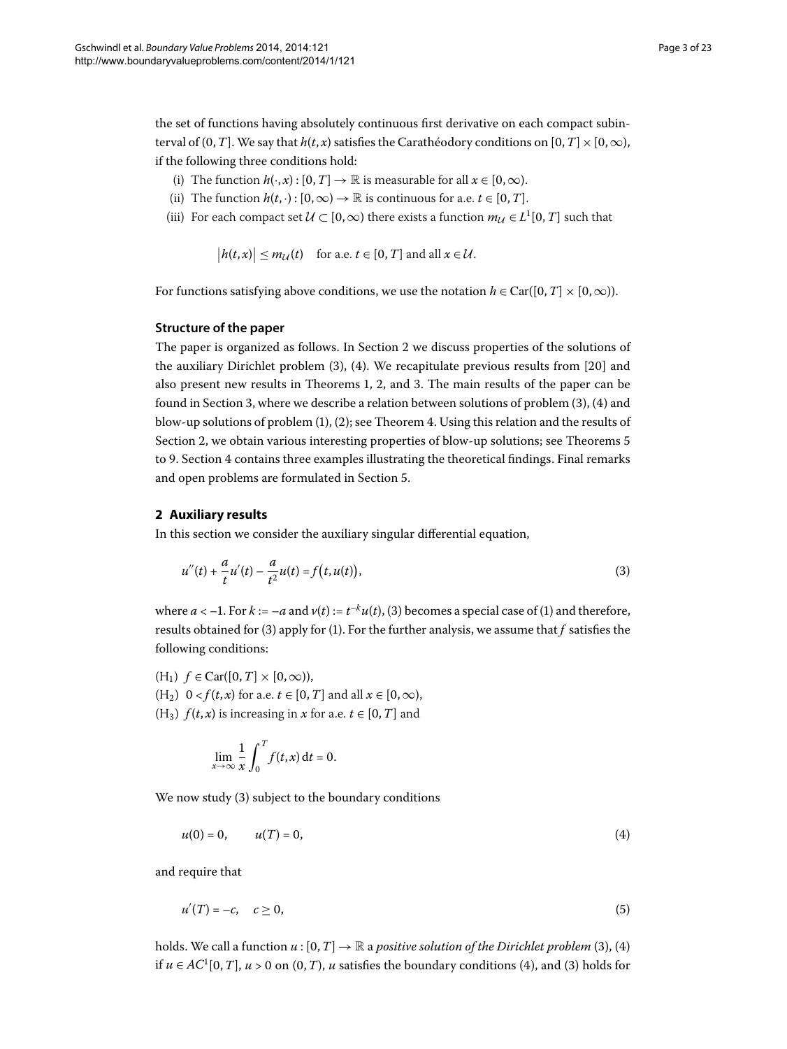the set of functions having absolutely continuous first derivative on each compact subinterval of $(0, T]$. We say that $h(t,x)$ satisfies the Carathéodory conditions on $[0,T] \times [0,\infty)$, if the following three conditions hold:

(i) The function $h(\cdot, x) : [0,T] \to \mathbb{R}$ is measurable for all $x \in [0,\infty)$.

(ii) The function $h(t,\cdot) : [0,\infty) \to \mathbb{R}$ is continuous for a.e. $t \in [0,T]$.

(iii) For each compact set $\mathcal{U} \subset [0,\infty)$ there exists a function $m_{\mathcal{U}} \in L^1[0,T]$ such that

$$\big|h(t,x)\big| \le m_{\mathcal{U}}(t) \quad \text{for a.e. } t \in [0,T] \text{ and all } x \in \mathcal{U}.$$

For functions satisfying above conditions, we use the notation $h \in \mathrm{Car}([0,T] \times [0,\infty))$.

### Structure of the paper

The paper is organized as follows. In Section 2 we discuss properties of the solutions of the auxiliary Dirichlet problem (3), (4). We recapitulate previous results from [20] and also present new results in Theorems 1, 2, and 3. The main results of the paper can be found in Section 3, where we describe a relation between solutions of problem (3), (4) and blow-up solutions of problem (1), (2); see Theorem 4. Using this relation and the results of Section 2, we obtain various interesting properties of blow-up solutions; see Theorems 5 to 9. Section 4 contains three examples illustrating the theoretical findings. Final remarks and open problems are formulated in Section 5.

## 2 Auxiliary results

In this section we consider the auxiliary singular differential equation,

$$u''(t) + \frac{a}{t}u'(t) - \frac{a}{t^2}u(t) = f\big(t, u(t)\big), \tag{3}$$

where $a < -1$. For $k := -a$ and $v(t) := t^{-k}u(t)$, (3) becomes a special case of (1) and therefore, results obtained for (3) apply for (1). For the further analysis, we assume that $f$ satisfies the following conditions:

($H_1$) $f \in \mathrm{Car}([0,T] \times [0,\infty))$,

($H_2$) $0 < f(t,x)$ for a.e. $t \in [0,T]$ and all $x \in [0,\infty)$,

($H_3$) $f(t,x)$ is increasing in $x$ for a.e. $t \in [0,T]$ and

$$\lim_{x\to\infty} \frac{1}{x}\int_0^T f(t,x)\,\mathrm{d}t = 0.$$

We now study (3) subject to the boundary conditions

$$u(0) = 0, \qquad u(T) = 0, \tag{4}$$

and require that

$$u'(T) = -c, \quad c \ge 0, \tag{5}$$

holds. We call a function $u : [0,T] \to \mathbb{R}$ a *positive solution of the Dirichlet problem* (3), (4) if $u \in AC^1[0,T]$, $u > 0$ on $(0,T)$, $u$ satisfies the boundary conditions (4), and (3) holds for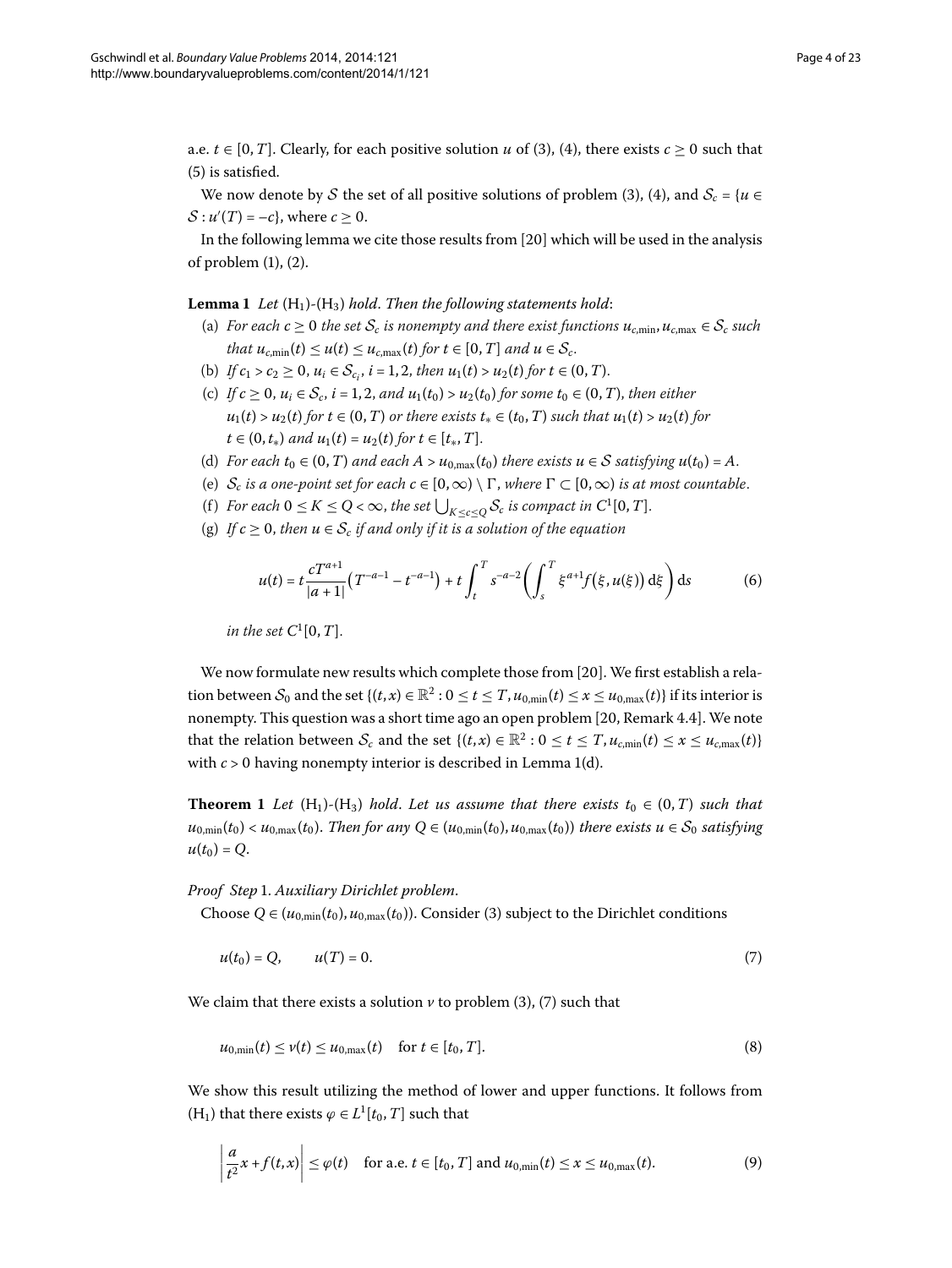a.e. $t \in [0,T]$. Clearly, for each positive solution $u$ of (3), (4), there exists $c \geq 0$ such that (5) is satisfied.

We now denote by $\mathcal{S}$ the set of all positive solutions of problem (3), (4), and $\mathcal{S}_c = \{u \in \mathcal{S} : u'(T) = -c\}$, where $c \geq 0$.

In the following lemma we cite those results from [20] which will be used in the analysis of problem (1), (2).

**Lemma 1** *Let* $(\mathrm{H}_1)$-$(\mathrm{H}_3)$ *hold. Then the following statements hold*:

- (a) *For each $c \geq 0$ the set $\mathcal{S}_c$ is nonempty and there exist functions $u_{c,\min}, u_{c,\max} \in \mathcal{S}_c$ such that $u_{c,\min}(t) \leq u(t) \leq u_{c,\max}(t)$ for $t \in [0,T]$ and $u \in \mathcal{S}_c$.*
- (b) *If $c_1 > c_2 \geq 0$, $u_i \in \mathcal{S}_{c_i}$, $i = 1,2$, then $u_1(t) > u_2(t)$ for $t \in (0,T)$.*
- (c) *If $c \geq 0$, $u_i \in \mathcal{S}_c$, $i = 1,2$, and $u_1(t_0) > u_2(t_0)$ for some $t_0 \in (0,T)$, then either $u_1(t) > u_2(t)$ for $t \in (0,T)$ or there exists $t_* \in (t_0,T)$ such that $u_1(t) > u_2(t)$ for $t \in (0,t_*)$ and $u_1(t) = u_2(t)$ for $t \in [t_*,T]$.*
- (d) *For each $t_0 \in (0,T)$ and each $A > u_{0,\max}(t_0)$ there exists $u \in \mathcal{S}$ satisfying $u(t_0) = A$.*
- (e) *$\mathcal{S}_c$ is a one-point set for each $c \in [0,\infty) \setminus \Gamma$, where $\Gamma \subset [0,\infty)$ is at most countable.*
- (f) *For each $0 \leq K \leq Q < \infty$, the set $\bigcup_{K \leq c \leq Q} \mathcal{S}_c$ is compact in $C^1[0,T]$.*
- (g) *If $c \geq 0$, then $u \in \mathcal{S}_c$ if and only if it is a solution of the equation*

$$u(t) = t\frac{cT^{a+1}}{|a+1|}\left(T^{-a-1} - t^{-a-1}\right) + t\int_t^T s^{-a-2}\left(\int_s^T \xi^{a+1} f\left(\xi, u(\xi)\right) \mathrm{d}\xi\right) \mathrm{d}s \tag{6}$$

*in the set $C^1[0,T]$.*

We now formulate new results which complete those from [20]. We first establish a relation between $\mathcal{S}_0$ and the set $\{(t,x) \in \mathbb{R}^2 : 0 \leq t \leq T, u_{0,\min}(t) \leq x \leq u_{0,\max}(t)\}$ if its interior is nonempty. This question was a short time ago an open problem [20, Remark 4.4]. We note that the relation between $\mathcal{S}_c$ and the set $\{(t,x) \in \mathbb{R}^2 : 0 \leq t \leq T, u_{c,\min}(t) \leq x \leq u_{c,\max}(t)\}$ with $c > 0$ having nonempty interior is described in Lemma 1(d).

**Theorem 1** *Let* $(\mathrm{H}_1)$-$(\mathrm{H}_3)$ *hold. Let us assume that there exists $t_0 \in (0,T)$ such that $u_{0,\min}(t_0) < u_{0,\max}(t_0)$. Then for any $Q \in (u_{0,\min}(t_0), u_{0,\max}(t_0))$ there exists $u \in \mathcal{S}_0$ satisfying $u(t_0) = Q$.*

*Proof Step* 1. *Auxiliary Dirichlet problem.*

Choose $Q \in (u_{0,\min}(t_0), u_{0,\max}(t_0))$. Consider (3) subject to the Dirichlet conditions

$$u(t_0) = Q, \qquad u(T) = 0. \tag{7}$$

We claim that there exists a solution $v$ to problem (3), (7) such that

$$u_{0,\min}(t) \leq v(t) \leq u_{0,\max}(t) \quad \text{for } t \in [t_0,T]. \tag{8}$$

We show this result utilizing the method of lower and upper functions. It follows from $(\mathrm{H}_1)$ that there exists $\varphi \in L^1[t_0,T]$ such that

$$\left|\frac{a}{t^2}x + f(t,x)\right| \leq \varphi(t) \quad \text{for a.e. } t \in [t_0,T] \text{ and } u_{0,\min}(t) \leq x \leq u_{0,\max}(t). \tag{9}$$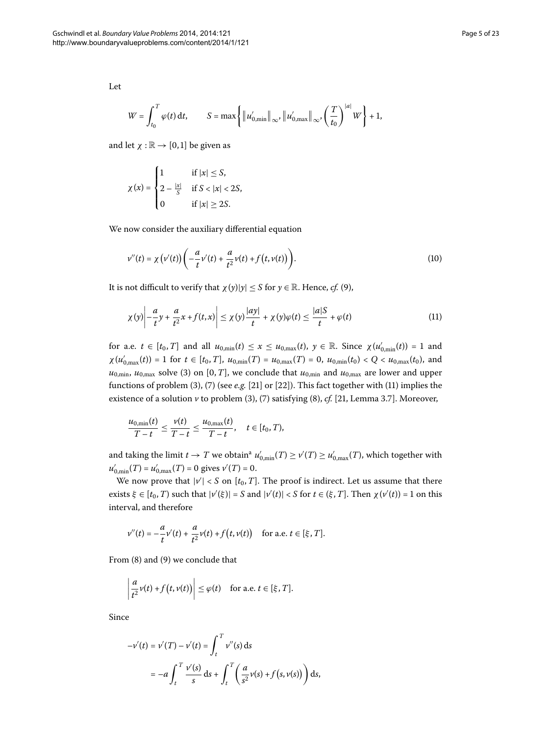Let

$$W = \int_{t_0}^{T} \varphi(t)\,\mathrm{d}t, \qquad S = \max\left\{ \left\| u'_{0,\min} \right\|_\infty, \left\| u'_{0,\max} \right\|_\infty, \left(\frac{T}{t_0}\right)^{|a|} W \right\} + 1,$$

and let $\chi : \mathbb{R} \to [0,1]$ be given as

$$\chi(x) = \begin{cases} 1 & \text{if } |x| \le S, \\ 2 - \frac{|x|}{S} & \text{if } S < |x| < 2S, \\ 0 & \text{if } |x| \ge 2S. \end{cases}$$

We now consider the auxiliary differential equation

$$v''(t) = \chi\big(v'(t)\big)\left( -\frac{a}{t} v'(t) + \frac{a}{t^2} v(t) + f\big(t, v(t)\big) \right). \tag{10}$$

It is not difficult to verify that $\chi(y)|y| \le S$ for $y \in \mathbb{R}$. Hence, *cf.* (9),

$$\chi(y)\left| -\frac{a}{t} y + \frac{a}{t^2} x + f(t,x) \right| \le \chi(y) \frac{|ay|}{t} + \chi(y)\varphi(t) \le \frac{|a|S}{t} + \varphi(t) \tag{11}$$

for a.e. $t \in [t_0, T]$ and all $u_{0,\min}(t) \le x \le u_{0,\max}(t)$, $y \in \mathbb{R}$. Since $\chi(u'_{0,\min}(t)) = 1$ and $\chi(u'_{0,\max}(t)) = 1$ for $t \in [t_0, T]$, $u_{0,\min}(T) = u_{0,\max}(T) = 0$, $u_{0,\min}(t_0) < Q < u_{0,\max}(t_0)$, and $u_{0,\min}$, $u_{0,\max}$ solve (3) on $[0, T]$, we conclude that $u_{0,\min}$ and $u_{0,\max}$ are lower and upper functions of problem (3), (7) (see *e.g.* [21] or [22]). This fact together with (11) implies the existence of a solution $v$ to problem (3), (7) satisfying (8), *cf.* [21, Lemma 3.7]. Moreover,

$$\frac{u_{0,\min}(t)}{T-t} \le \frac{v(t)}{T-t} \le \frac{u_{0,\max}(t)}{T-t}, \quad t \in [t_0, T),$$

and taking the limit $t \to T$ we obtain[a] $u'_{0,\min}(T) \ge v'(T) \ge u'_{0,\max}(T)$, which together with $u'_{0,\min}(T) = u'_{0,\max}(T) = 0$ gives $v'(T) = 0$.

We now prove that $|v'| < S$ on $[t_0, T]$. The proof is indirect. Let us assume that there exists $\xi \in [t_0, T)$ such that $|v'(\xi)| = S$ and $|v'(t)| < S$ for $t \in (\xi, T]$. Then $\chi(v'(t)) = 1$ on this interval, and therefore

$$v''(t) = -\frac{a}{t} v'(t) + \frac{a}{t^2} v(t) + f\big(t, v(t)\big) \quad \text{for a.e. } t \in [\xi, T].$$

From (8) and (9) we conclude that

$$\left| \frac{a}{t^2} v(t) + f\big(t, v(t)\big) \right| \le \varphi(t) \quad \text{for a.e. } t \in [\xi, T].$$

Since

$$\begin{aligned} -v'(t) = v'(T) - v'(t) &= \int_t^T v''(s)\,\mathrm{d}s \\ &= -a \int_t^T \frac{v'(s)}{s}\,\mathrm{d}s + \int_t^T \left( \frac{a}{s^2} v(s) + f\big(s, v(s)\big) \right) \mathrm{d}s, \end{aligned}$$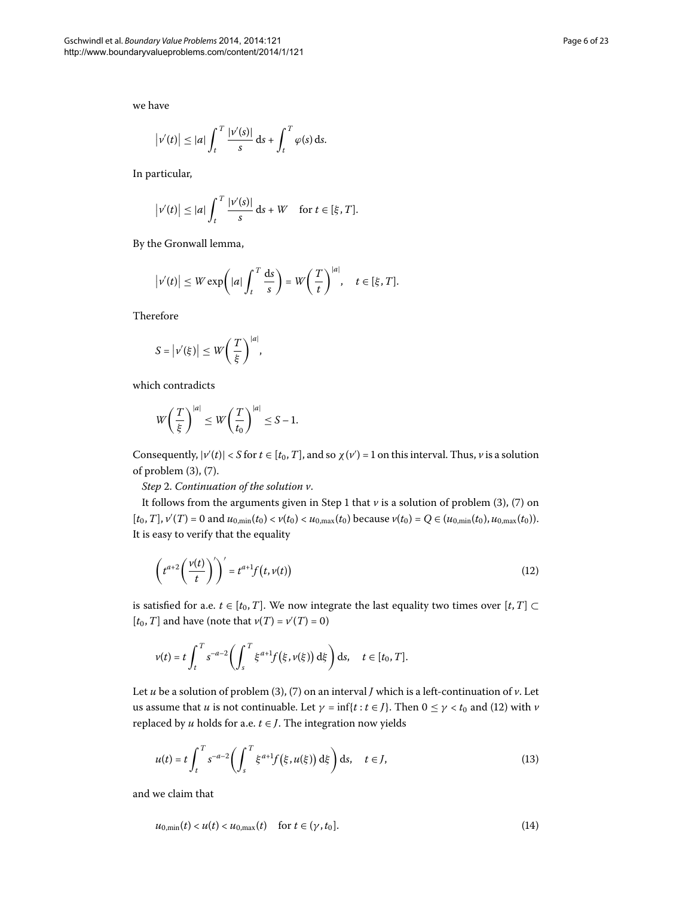we have

$$\left|v'(t)\right| \le |a| \int_t^T \frac{|v'(s)|}{s}\,\mathrm{d}s + \int_t^T \varphi(s)\,\mathrm{d}s.$$

In particular,

$$\left|v'(t)\right| \le |a| \int_t^T \frac{|v'(s)|}{s}\,\mathrm{d}s + W \quad \text{for } t \in [\xi, T].$$

By the Gronwall lemma,

$$\left|v'(t)\right| \le W \exp\left(|a| \int_t^T \frac{\mathrm{d}s}{s}\right) = W\left(\frac{T}{t}\right)^{|a|}, \quad t \in [\xi, T].$$

Therefore

$$S = \left|v'(\xi)\right| \le W\left(\frac{T}{\xi}\right)^{|a|},$$

which contradicts

$$W\left(\frac{T}{\xi}\right)^{|a|} \le W\left(\frac{T}{t_0}\right)^{|a|} \le S - 1.$$

Consequently, $|v'(t)| < S$ for $t \in [t_0, T]$, and so $\chi(v') = 1$ on this interval. Thus, $v$ is a solution of problem (3), (7).

*Step* 2. *Continuation of the solution* $v$.

It follows from the arguments given in Step 1 that $v$ is a solution of problem (3), (7) on $[t_0, T]$, $v'(T) = 0$ and $u_{0,\min}(t_0) < v(t_0) < u_{0,\max}(t_0)$ because $v(t_0) = Q \in (u_{0,\min}(t_0), u_{0,\max}(t_0))$. It is easy to verify that the equality

$$\left(t^{a+2}\left(\frac{v(t)}{t}\right)'\right)' = t^{a+1} f\big(t, v(t)\big) \tag{12}$$

is satisfied for a.e. $t \in [t_0, T]$. We now integrate the last equality two times over $[t, T] \subset [t_0, T]$ and have (note that $v(T) = v'(T) = 0$)

$$v(t) = t \int_t^T s^{-a-2} \left(\int_s^T \xi^{a+1} f\big(\xi, v(\xi)\big)\,\mathrm{d}\xi\right) \mathrm{d}s, \quad t \in [t_0, T].$$

Let $u$ be a solution of problem (3), (7) on an interval $J$ which is a left-continuation of $v$. Let us assume that $u$ is not continuable. Let $\gamma = \inf\{t : t \in J\}$. Then $0 \le \gamma < t_0$ and (12) with $v$ replaced by $u$ holds for a.e. $t \in J$. The integration now yields

$$u(t) = t \int_t^T s^{-a-2} \left(\int_s^T \xi^{a+1} f\big(\xi, u(\xi)\big)\,\mathrm{d}\xi\right) \mathrm{d}s, \quad t \in J, \tag{13}$$

and we claim that

$$u_{0,\min}(t) < u(t) < u_{0,\max}(t) \quad \text{for } t \in (\gamma, t_0]. \tag{14}$$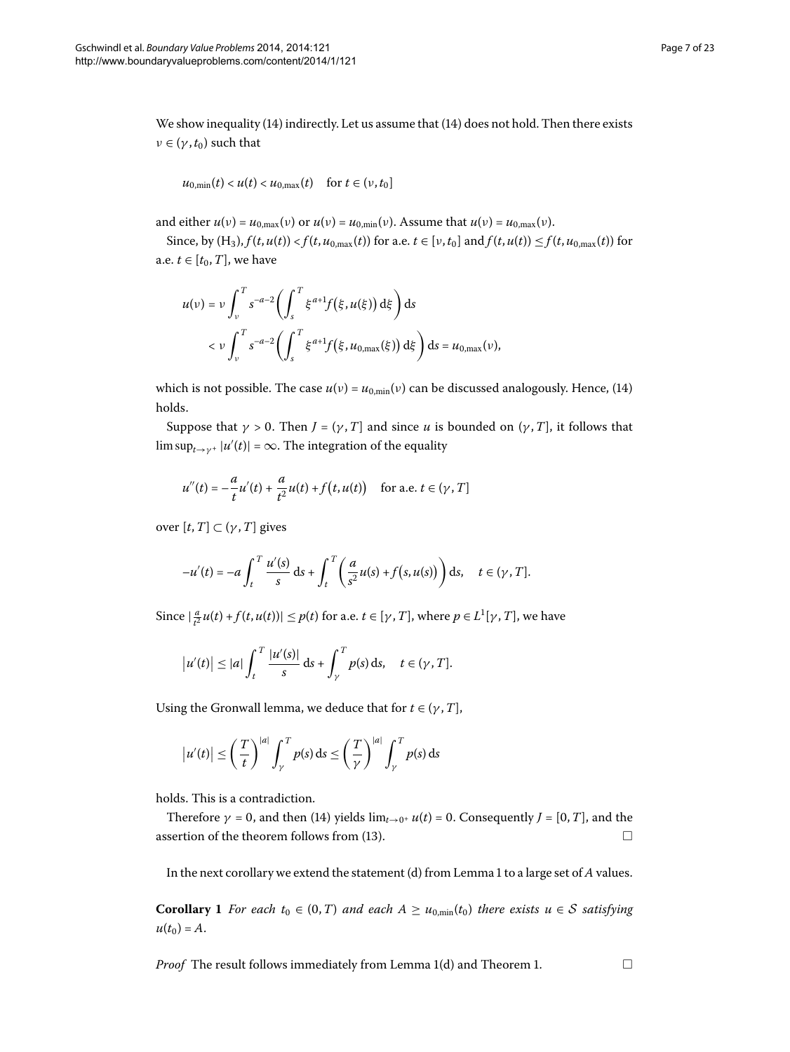We show inequality (14) indirectly. Let us assume that (14) does not hold. Then there exists $\nu \in (\gamma, t_0)$ such that

$$u_{0,\min}(t) < u(t) < u_{0,\max}(t) \quad \text{for } t \in (\nu, t_0]$$

and either $u(\nu) = u_{0,\max}(\nu)$ or $u(\nu) = u_{0,\min}(\nu)$. Assume that $u(\nu) = u_{0,\max}(\nu)$.

Since, by $(\mathrm{H}_3)$, $f(t, u(t)) < f(t, u_{0,\max}(t))$ for a.e. $t \in [\nu, t_0]$ and $f(t, u(t)) \leq f(t, u_{0,\max}(t))$ for a.e. $t \in [t_0, T]$, we have

$$\begin{aligned}
u(\nu) &= \nu \int_\nu^T s^{-a-2} \left( \int_s^T \xi^{a+1} f\big(\xi, u(\xi)\big)\, \mathrm{d}\xi \right) \mathrm{d}s \\
&< \nu \int_\nu^T s^{-a-2} \left( \int_s^T \xi^{a+1} f\big(\xi, u_{0,\max}(\xi)\big)\, \mathrm{d}\xi \right) \mathrm{d}s = u_{0,\max}(\nu),
\end{aligned}$$

which is not possible. The case $u(\nu) = u_{0,\min}(\nu)$ can be discussed analogously. Hence, (14) holds.

Suppose that $\gamma > 0$. Then $J = (\gamma, T]$ and since $u$ is bounded on $(\gamma, T]$, it follows that $\limsup_{t \to \gamma^+} |u'(t)| = \infty$. The integration of the equality

$$u''(t) = -\frac{a}{t} u'(t) + \frac{a}{t^2} u(t) + f\big(t, u(t)\big) \quad \text{for a.e. } t \in (\gamma, T]$$

over $[t, T] \subset (\gamma, T]$ gives

$$-u'(t) = -a \int_t^T \frac{u'(s)}{s}\, \mathrm{d}s + \int_t^T \left( \frac{a}{s^2} u(s) + f\big(s, u(s)\big) \right) \mathrm{d}s, \quad t \in (\gamma, T].$$

Since $|\frac{a}{t^2} u(t) + f(t, u(t))| \leq p(t)$ for a.e. $t \in [\gamma, T]$, where $p \in L^1[\gamma, T]$, we have

$$\big|u'(t)\big| \leq |a| \int_t^T \frac{|u'(s)|}{s}\, \mathrm{d}s + \int_\gamma^T p(s)\, \mathrm{d}s, \quad t \in (\gamma, T].$$

Using the Gronwall lemma, we deduce that for $t \in (\gamma, T]$,

$$\big|u'(t)\big| \leq \left( \frac{T}{t} \right)^{|a|} \int_\gamma^T p(s)\, \mathrm{d}s \leq \left( \frac{T}{\gamma} \right)^{|a|} \int_\gamma^T p(s)\, \mathrm{d}s$$

holds. This is a contradiction.

Therefore $\gamma = 0$, and then (14) yields $\lim_{t \to 0^+} u(t) = 0$. Consequently $J = [0, T]$, and the assertion of the theorem follows from (13). □

In the next corollary we extend the statement (d) from Lemma 1 to a large set of $A$ values.

**Corollary 1** *For each $t_0 \in (0, T)$ and each $A \geq u_{0,\min}(t_0)$ there exists $u \in \mathcal{S}$ satisfying $u(t_0) = A$.*

*Proof* The result follows immediately from Lemma 1(d) and Theorem 1. □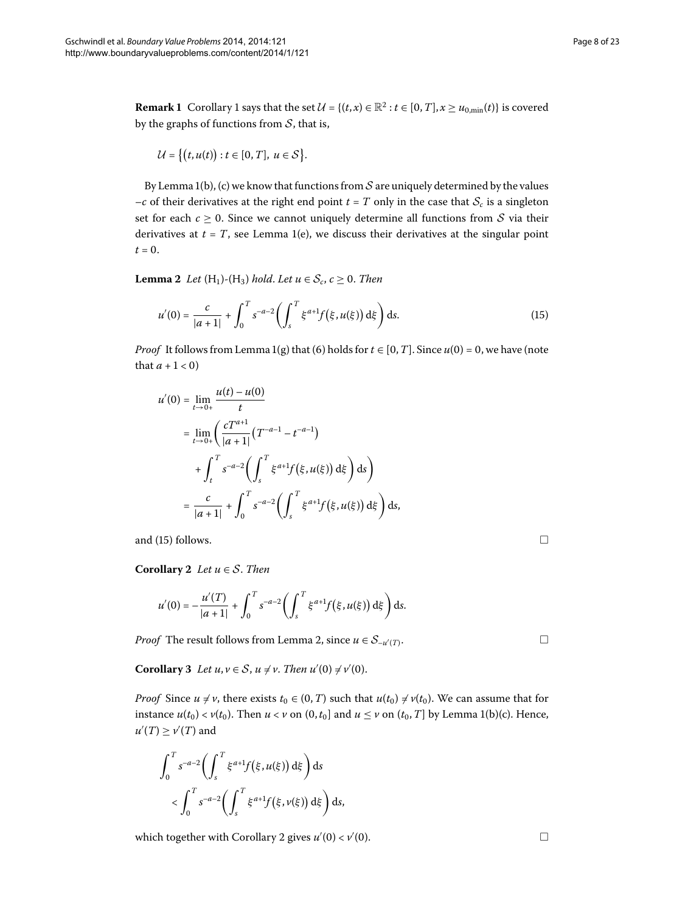**Remark 1** Corollary 1 says that the set $\mathcal{U} = \{(t,x) \in \mathbb{R}^2 : t \in [0,T], x \geq u_{0,\min}(t)\}$ is covered by the graphs of functions from $\mathcal{S}$, that is,

$$\mathcal{U} = \{(t, u(t)) : t \in [0,T],\ u \in \mathcal{S}\}.$$

By Lemma 1(b), (c) we know that functions from $\mathcal{S}$ are uniquely determined by the values $-c$ of their derivatives at the right end point $t = T$ only in the case that $\mathcal{S}_c$ is a singleton set for each $c \geq 0$. Since we cannot uniquely determine all functions from $\mathcal{S}$ via their derivatives at $t = T$, see Lemma 1(e), we discuss their derivatives at the singular point $t = 0$.

**Lemma 2** *Let* ($H_1$)-($H_3$) *hold. Let* $u \in \mathcal{S}_c$, $c \geq 0$. *Then*

$$u'(0) = \frac{c}{|a+1|} + \int_0^T s^{-a-2} \left( \int_s^T \xi^{a+1} f(\xi, u(\xi))\, \mathrm{d}\xi \right) \mathrm{d}s. \tag{15}$$

*Proof* It follows from Lemma 1(g) that (6) holds for $t \in [0,T]$. Since $u(0) = 0$, we have (note that $a + 1 < 0$)

$$\begin{aligned}
u'(0) &= \lim_{t \to 0+} \frac{u(t) - u(0)}{t} \\
&= \lim_{t \to 0+} \left( \frac{cT^{a+1}}{|a+1|} \left( T^{-a-1} - t^{-a-1} \right) \right. \\
&\quad \left. + \int_t^T s^{-a-2} \left( \int_s^T \xi^{a+1} f(\xi, u(\xi))\, \mathrm{d}\xi \right) \mathrm{d}s \right) \\
&= \frac{c}{|a+1|} + \int_0^T s^{-a-2} \left( \int_s^T \xi^{a+1} f(\xi, u(\xi))\, \mathrm{d}\xi \right) \mathrm{d}s,
\end{aligned}$$

and (15) follows. □

**Corollary 2** *Let* $u \in \mathcal{S}$. *Then*

$$u'(0) = -\frac{u'(T)}{|a+1|} + \int_0^T s^{-a-2} \left( \int_s^T \xi^{a+1} f(\xi, u(\xi))\, \mathrm{d}\xi \right) \mathrm{d}s.$$

*Proof* The result follows from Lemma 2, since $u \in \mathcal{S}_{-u'(T)}$. □

**Corollary 3** *Let* $u, v \in \mathcal{S}$, $u \neq v$. *Then* $u'(0) \neq v'(0)$.

*Proof* Since $u \neq v$, there exists $t_0 \in (0,T)$ such that $u(t_0) \neq v(t_0)$. We can assume that for instance $u(t_0) < v(t_0)$. Then $u < v$ on $(0, t_0]$ and $u \leq v$ on $(t_0, T]$ by Lemma 1(b)(c). Hence, $u'(T) \geq v'(T)$ and

$$\begin{aligned}
&\int_0^T s^{-a-2} \left( \int_s^T \xi^{a+1} f(\xi, u(\xi))\, \mathrm{d}\xi \right) \mathrm{d}s \\
&\quad < \int_0^T s^{-a-2} \left( \int_s^T \xi^{a+1} f(\xi, v(\xi))\, \mathrm{d}\xi \right) \mathrm{d}s,
\end{aligned}$$

which together with Corollary 2 gives $u'(0) < v'(0)$. □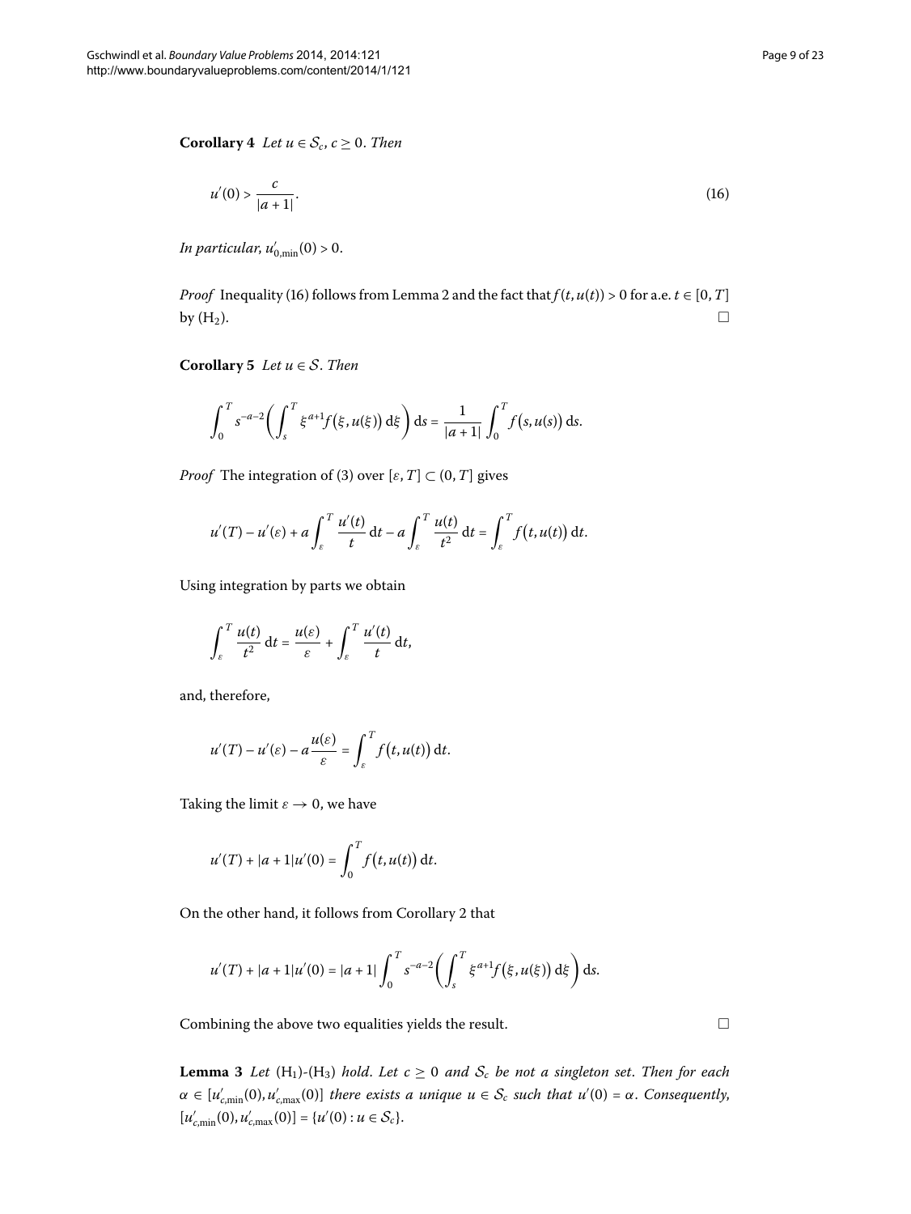**Corollary 4** *Let $u \in \mathcal{S}_c$, $c \geq 0$. Then*

$$u'(0) > \frac{c}{|a+1|}. \tag{16}$$

*In particular, $u'_{0,\min}(0) > 0$.*

*Proof* Inequality (16) follows from Lemma 2 and the fact that $f(t, u(t)) > 0$ for a.e. $t \in [0, T]$ by $(H_2)$. □

**Corollary 5** *Let $u \in \mathcal{S}$. Then*

$$\int_0^T s^{-a-2} \left( \int_s^T \xi^{a+1} f(\xi, u(\xi))\, \mathrm{d}\xi \right) \mathrm{d}s = \frac{1}{|a+1|} \int_0^T f(s, u(s))\, \mathrm{d}s.$$

*Proof* The integration of (3) over $[\varepsilon, T] \subset (0, T]$ gives

$$u'(T) - u'(\varepsilon) + a \int_\varepsilon^T \frac{u'(t)}{t}\, \mathrm{d}t - a \int_\varepsilon^T \frac{u(t)}{t^2}\, \mathrm{d}t = \int_\varepsilon^T f(t, u(t))\, \mathrm{d}t.$$

Using integration by parts we obtain

$$\int_\varepsilon^T \frac{u(t)}{t^2}\, \mathrm{d}t = \frac{u(\varepsilon)}{\varepsilon} + \int_\varepsilon^T \frac{u'(t)}{t}\, \mathrm{d}t,$$

and, therefore,

$$u'(T) - u'(\varepsilon) - a \frac{u(\varepsilon)}{\varepsilon} = \int_\varepsilon^T f(t, u(t))\, \mathrm{d}t.$$

Taking the limit $\varepsilon \to 0$, we have

$$u'(T) + |a+1| u'(0) = \int_0^T f(t, u(t))\, \mathrm{d}t.$$

On the other hand, it follows from Corollary 2 that

$$u'(T) + |a+1| u'(0) = |a+1| \int_0^T s^{-a-2} \left( \int_s^T \xi^{a+1} f(\xi, u(\xi))\, \mathrm{d}\xi \right) \mathrm{d}s.$$

Combining the above two equalities yields the result. □

**Lemma 3** *Let $(H_1)$-$(H_3)$ hold. Let $c \geq 0$ and $\mathcal{S}_c$ be not a singleton set. Then for each $\alpha \in [u'_{c,\min}(0), u'_{c,\max}(0)]$ there exists a unique $u \in \mathcal{S}_c$ such that $u'(0) = \alpha$. Consequently, $[u'_{c,\min}(0), u'_{c,\max}(0)] = \{u'(0) : u \in \mathcal{S}_c\}$.*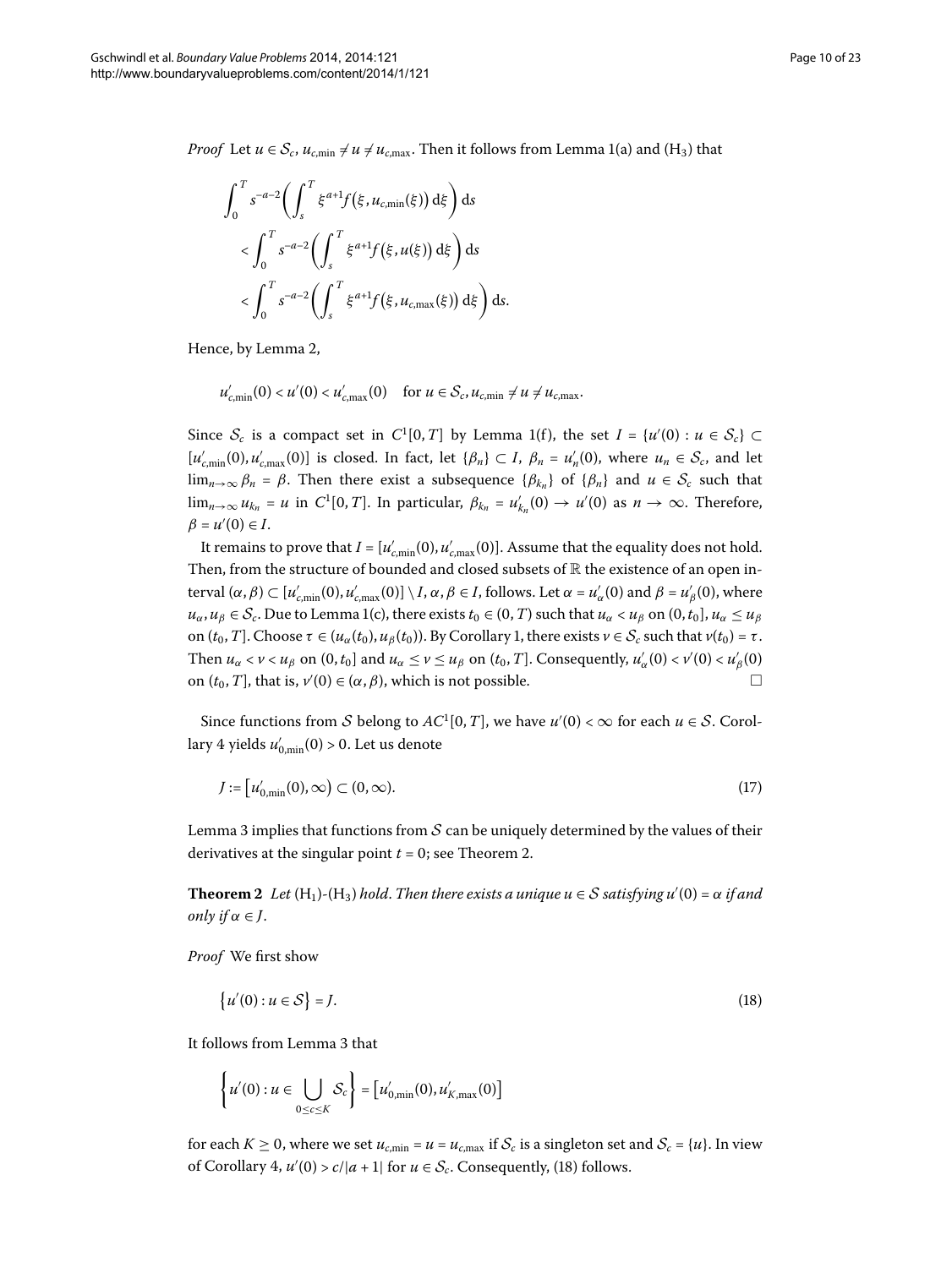*Proof* Let $u \in \mathcal{S}_c$, $u_{c,\min} \neq u \neq u_{c,\max}$. Then it follows from Lemma 1(a) and (H$_3$) that

$$
\begin{aligned}
&\int_0^T s^{-a-2}\left(\int_s^T \xi^{a+1} f\big(\xi, u_{c,\min}(\xi)\big)\,\mathrm{d}\xi\right)\mathrm{d}s \\
&\quad < \int_0^T s^{-a-2}\left(\int_s^T \xi^{a+1} f\big(\xi, u(\xi)\big)\,\mathrm{d}\xi\right)\mathrm{d}s \\
&\quad < \int_0^T s^{-a-2}\left(\int_s^T \xi^{a+1} f\big(\xi, u_{c,\max}(\xi)\big)\,\mathrm{d}\xi\right)\mathrm{d}s.
\end{aligned}
$$

Hence, by Lemma 2,

$$
u'_{c,\min}(0) < u'(0) < u'_{c,\max}(0) \quad \text{for } u \in \mathcal{S}_c, u_{c,\min} \neq u \neq u_{c,\max}.
$$

Since $\mathcal{S}_c$ is a compact set in $C^1[0,T]$ by Lemma 1(f), the set $I = \{u'(0) : u \in \mathcal{S}_c\} \subset [u'_{c,\min}(0), u'_{c,\max}(0)]$ is closed. In fact, let $\{\beta_n\} \subset I$, $\beta_n = u'_n(0)$, where $u_n \in \mathcal{S}_c$, and let $\lim_{n\to\infty} \beta_n = \beta$. Then there exist a subsequence $\{\beta_{k_n}\}$ of $\{\beta_n\}$ and $u \in \mathcal{S}_c$ such that $\lim_{n\to\infty} u_{k_n} = u$ in $C^1[0,T]$. In particular, $\beta_{k_n} = u'_{k_n}(0) \to u'(0)$ as $n \to \infty$. Therefore, $\beta = u'(0) \in I$.

It remains to prove that $I = [u'_{c,\min}(0), u'_{c,\max}(0)]$. Assume that the equality does not hold. Then, from the structure of bounded and closed subsets of $\mathbb{R}$ the existence of an open interval $(\alpha, \beta) \subset [u'_{c,\min}(0), u'_{c,\max}(0)] \setminus I$, $\alpha, \beta \in I$, follows. Let $\alpha = u'_\alpha(0)$ and $\beta = u'_\beta(0)$, where $u_\alpha, u_\beta \in \mathcal{S}_c$. Due to Lemma 1(c), there exists $t_0 \in (0,T)$ such that $u_\alpha < u_\beta$ on $(0, t_0]$, $u_\alpha \leq u_\beta$ on $(t_0, T]$. Choose $\tau \in (u_\alpha(t_0), u_\beta(t_0))$. By Corollary 1, there exists $v \in \mathcal{S}_c$ such that $v(t_0) = \tau$. Then $u_\alpha < v < u_\beta$ on $(0, t_0]$ and $u_\alpha \leq v \leq u_\beta$ on $(t_0, T]$. Consequently, $u'_\alpha(0) < v'(0) < u'_\beta(0)$ on $(t_0, T]$, that is, $v'(0) \in (\alpha, \beta)$, which is not possible. □

Since functions from $\mathcal{S}$ belong to $AC^1[0,T]$, we have $u'(0) < \infty$ for each $u \in \mathcal{S}$. Corollary 4 yields $u'_{0,\min}(0) > 0$. Let us denote

$$
J := \big[u'_{0,\min}(0), \infty\big) \subset (0, \infty). \tag{17}
$$

Lemma 3 implies that functions from $\mathcal{S}$ can be uniquely determined by the values of their derivatives at the singular point $t = 0$; see Theorem 2.

**Theorem 2** *Let* (H$_1$)-(H$_3$) *hold. Then there exists a unique* $u \in \mathcal{S}$ *satisfying* $u'(0) = \alpha$ *if and only if* $\alpha \in J$.

*Proof* We first show

$$
\big\{u'(0) : u \in \mathcal{S}\big\} = J. \tag{18}
$$

It follows from Lemma 3 that

$$
\left\{u'(0) : u \in \bigcup_{0 \leq c \leq K} \mathcal{S}_c\right\} = \big[u'_{0,\min}(0), u'_{K,\max}(0)\big]
$$

for each $K \geq 0$, where we set $u_{c,\min} = u = u_{c,\max}$ if $\mathcal{S}_c$ is a singleton set and $\mathcal{S}_c = \{u\}$. In view of Corollary 4, $u'(0) > c/|a+1|$ for $u \in \mathcal{S}_c$. Consequently, (18) follows.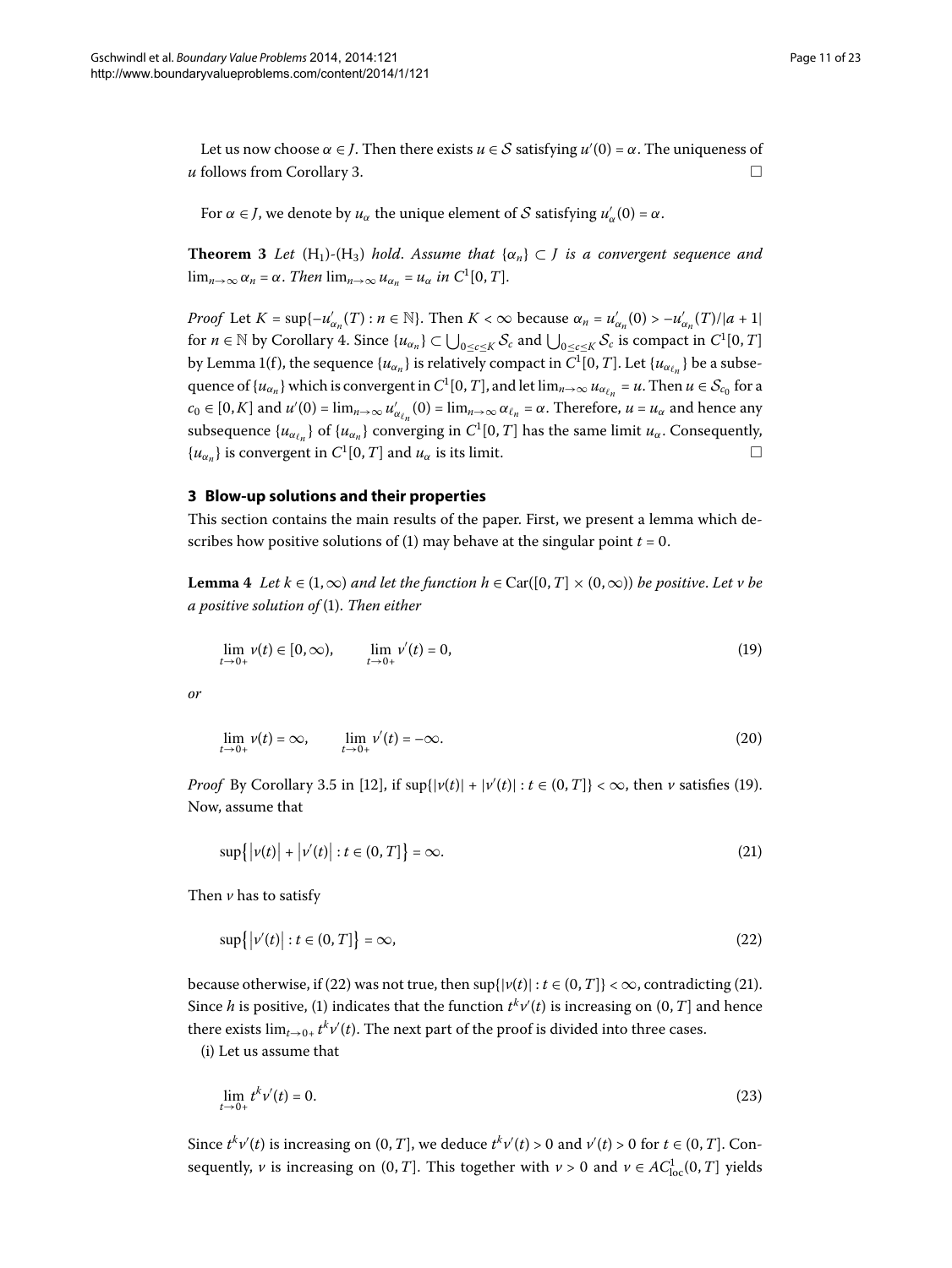Let us now choose $\alpha \in J$. Then there exists $u \in \mathcal{S}$ satisfying $u'(0) = \alpha$. The uniqueness of $u$ follows from Corollary 3. □

For $\alpha \in J$, we denote by $u_\alpha$ the unique element of $\mathcal{S}$ satisfying $u'_\alpha(0) = \alpha$.

**Theorem 3** *Let* $(\mathrm{H}_1)$-$(\mathrm{H}_3)$ *hold. Assume that* $\{\alpha_n\} \subset J$ *is a convergent sequence and* $\lim_{n\to\infty} \alpha_n = \alpha$. *Then* $\lim_{n\to\infty} u_{\alpha_n} = u_\alpha$ *in* $C^1[0,T]$.

*Proof* Let $K = \sup\{-u'_{\alpha_n}(T) : n \in \mathbb{N}\}$. Then $K < \infty$ because $\alpha_n = u'_{\alpha_n}(0) > -u'_{\alpha_n}(T)/|a+1|$ for $n \in \mathbb{N}$ by Corollary 4. Since $\{u_{\alpha_n}\} \subset \bigcup_{0\le c\le K} \mathcal{S}_c$ and $\bigcup_{0\le c\le K} \mathcal{S}_c$ is compact in $C^1[0,T]$ by Lemma 1(f), the sequence $\{u_{\alpha_n}\}$ is relatively compact in $C^1[0,T]$. Let $\{u_{\alpha_{\ell_n}}\}$ be a subsequence of $\{u_{\alpha_n}\}$ which is convergent in $C^1[0,T]$, and let $\lim_{n\to\infty} u_{\alpha_{\ell_n}} = u$. Then $u \in \mathcal{S}_{c_0}$ for a $c_0 \in [0,K]$ and $u'(0) = \lim_{n\to\infty} u'_{\alpha_{\ell_n}}(0) = \lim_{n\to\infty} \alpha_{\ell_n} = \alpha$. Therefore, $u = u_\alpha$ and hence any subsequence $\{u_{\alpha_{\ell_n}}\}$ of $\{u_{\alpha_n}\}$ converging in $C^1[0,T]$ has the same limit $u_\alpha$. Consequently, $\{u_{\alpha_n}\}$ is convergent in $C^1[0,T]$ and $u_\alpha$ is its limit. □

## 3 Blow-up solutions and their properties

This section contains the main results of the paper. First, we present a lemma which describes how positive solutions of (1) may behave at the singular point $t = 0$.

**Lemma 4** *Let* $k \in (1,\infty)$ *and let the function* $h \in \mathrm{Car}([0,T]\times(0,\infty))$ *be positive. Let* $v$ *be a positive solution of* (1). *Then either*

$$\lim_{t\to 0+} v(t) \in [0,\infty), \qquad \lim_{t\to 0+} v'(t) = 0, \tag{19}$$

*or*

$$\lim_{t\to 0+} v(t) = \infty, \qquad \lim_{t\to 0+} v'(t) = -\infty. \tag{20}$$

*Proof* By Corollary 3.5 in [12], if $\sup\{|v(t)| + |v'(t)| : t \in (0,T]\} < \infty$, then $v$ satisfies (19). Now, assume that

$$\sup\{|v(t)| + |v'(t)| : t \in (0,T]\} = \infty. \tag{21}$$

Then $v$ has to satisfy

$$\sup\{|v'(t)| : t \in (0,T]\} = \infty, \tag{22}$$

because otherwise, if (22) was not true, then $\sup\{|v(t)| : t \in (0,T]\} < \infty$, contradicting (21). Since $h$ is positive, (1) indicates that the function $t^k v'(t)$ is increasing on $(0,T]$ and hence there exists $\lim_{t\to 0+} t^k v'(t)$. The next part of the proof is divided into three cases.

(i) Let us assume that

$$\lim_{t\to 0+} t^k v'(t) = 0. \tag{23}$$

Since $t^k v'(t)$ is increasing on $(0,T]$, we deduce $t^k v'(t) > 0$ and $v'(t) > 0$ for $t \in (0,T]$. Consequently, $v$ is increasing on $(0,T]$. This together with $v > 0$ and $v \in AC^1_{\mathrm{loc}}(0,T]$ yields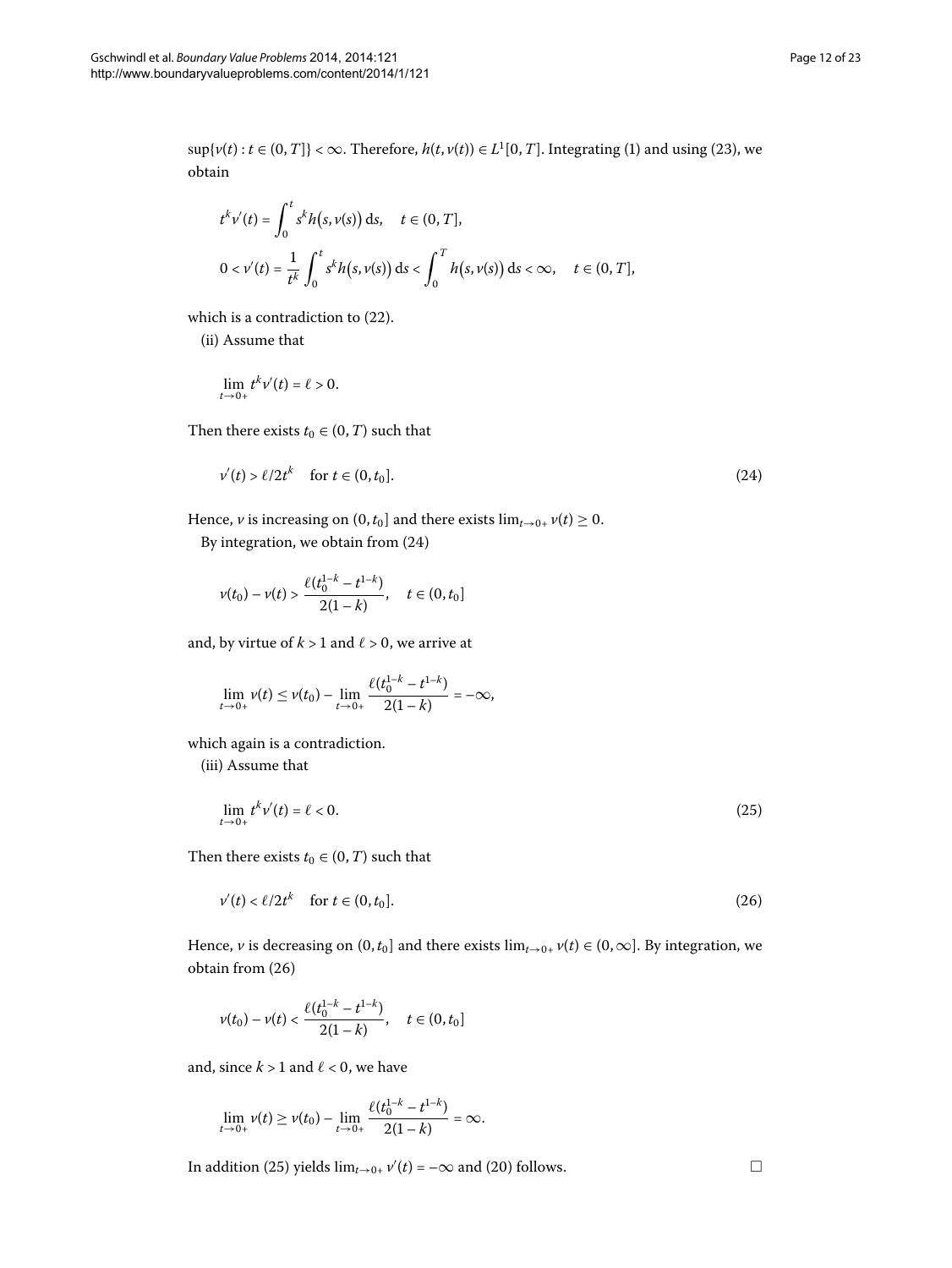$\sup\{v(t) : t \in (0, T]\} < \infty$. Therefore, $h(t, v(t)) \in L^1[0, T]$. Integrating (1) and using (23), we obtain

$$t^k v'(t) = \int_0^t s^k h(s, v(s))\, \mathrm{d}s, \quad t \in (0, T],$$

$$0 < v'(t) = \frac{1}{t^k} \int_0^t s^k h(s, v(s))\, \mathrm{d}s < \int_0^T h(s, v(s))\, \mathrm{d}s < \infty, \quad t \in (0, T],$$

which is a contradiction to (22).

(ii) Assume that

$$\lim_{t \to 0+} t^k v'(t) = \ell > 0.$$

Then there exists $t_0 \in (0, T)$ such that

$$v'(t) > \ell / 2t^k \quad \text{for } t \in (0, t_0]. \tag{24}$$

Hence, $v$ is increasing on $(0, t_0]$ and there exists $\lim_{t \to 0+} v(t) \geq 0$.

By integration, we obtain from (24)

$$v(t_0) - v(t) > \frac{\ell (t_0^{1-k} - t^{1-k})}{2(1-k)}, \quad t \in (0, t_0]$$

and, by virtue of $k > 1$ and $\ell > 0$, we arrive at

$$\lim_{t \to 0+} v(t) \leq v(t_0) - \lim_{t \to 0+} \frac{\ell (t_0^{1-k} - t^{1-k})}{2(1-k)} = -\infty,$$

which again is a contradiction.

(iii) Assume that

$$\lim_{t \to 0+} t^k v'(t) = \ell < 0. \tag{25}$$

Then there exists $t_0 \in (0, T)$ such that

$$v'(t) < \ell / 2t^k \quad \text{for } t \in (0, t_0]. \tag{26}$$

Hence, $v$ is decreasing on $(0, t_0]$ and there exists $\lim_{t \to 0+} v(t) \in (0, \infty]$. By integration, we obtain from (26)

$$v(t_0) - v(t) < \frac{\ell (t_0^{1-k} - t^{1-k})}{2(1-k)}, \quad t \in (0, t_0]$$

and, since $k > 1$ and $\ell < 0$, we have

$$\lim_{t \to 0+} v(t) \geq v(t_0) - \lim_{t \to 0+} \frac{\ell (t_0^{1-k} - t^{1-k})}{2(1-k)} = \infty.$$

In addition (25) yields $\lim_{t \to 0+} v'(t) = -\infty$ and (20) follows. □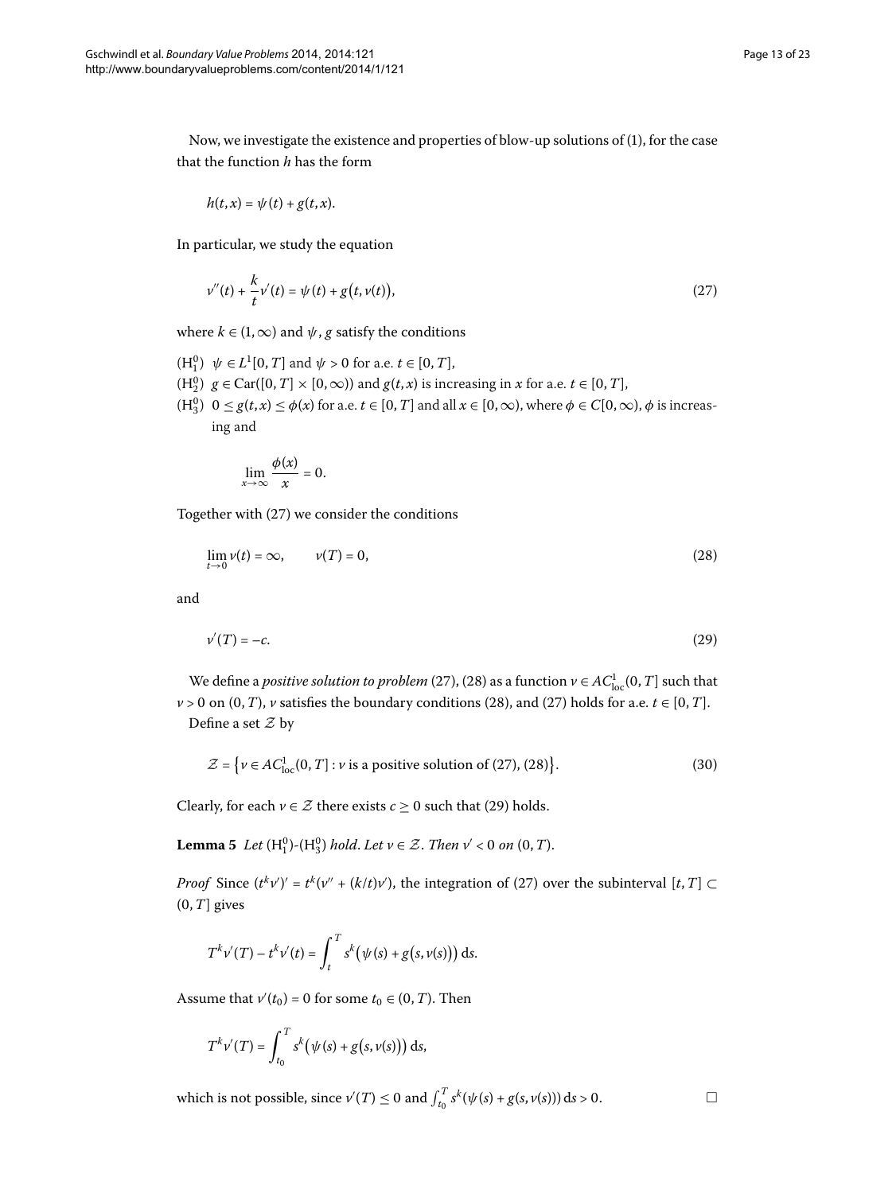Now, we investigate the existence and properties of blow-up solutions of (1), for the case that the function $h$ has the form

$$h(t,x) = \psi(t) + g(t,x).$$

In particular, we study the equation

$$v''(t) + \frac{k}{t}v'(t) = \psi(t) + g\bigl(t, v(t)\bigr), \tag{27}$$

where $k \in (1,\infty)$ and $\psi$, $g$ satisfy the conditions

($\mathrm{H}_1^0$) $\psi \in L^1[0,T]$ and $\psi > 0$ for a.e. $t \in [0,T]$,

($\mathrm{H}_2^0$) $g \in \mathrm{Car}([0,T] \times [0,\infty))$ and $g(t,x)$ is increasing in $x$ for a.e. $t \in [0,T]$,

($\mathrm{H}_3^0$) $0 \le g(t,x) \le \phi(x)$ for a.e. $t \in [0,T]$ and all $x \in [0,\infty)$, where $\phi \in C[0,\infty)$, $\phi$ is increasing and

$$\lim_{x\to\infty} \frac{\phi(x)}{x} = 0.$$

Together with (27) we consider the conditions

$$\lim_{t\to 0} v(t) = \infty, \qquad v(T) = 0, \tag{28}$$

and

$$v'(T) = -c. \tag{29}$$

We define a *positive solution to problem* (27), (28) as a function $v \in AC^1_{\mathrm{loc}}(0,T]$ such that $v > 0$ on $(0,T)$, $v$ satisfies the boundary conditions (28), and (27) holds for a.e. $t \in [0,T]$.

Define a set $\mathcal{Z}$ by

$$\mathcal{Z} = \bigl\{ v \in AC^1_{\mathrm{loc}}(0,T] : v \text{ is a positive solution of (27), (28)} \bigr\}. \tag{30}$$

Clearly, for each $v \in \mathcal{Z}$ there exists $c \ge 0$ such that (29) holds.

**Lemma 5** *Let* ($\mathrm{H}_1^0$)-($\mathrm{H}_3^0$) *hold. Let* $v \in \mathcal{Z}$. *Then* $v' < 0$ *on* $(0,T)$.

*Proof* Since $(t^k v')' = t^k(v'' + (k/t)v')$, the integration of (27) over the subinterval $[t,T] \subset (0,T]$ gives

$$T^k v'(T) - t^k v'(t) = \int_t^T s^k\bigl(\psi(s) + g\bigl(s, v(s)\bigr)\bigr)\,\mathrm{d}s.$$

Assume that $v'(t_0) = 0$ for some $t_0 \in (0,T)$. Then

$$T^k v'(T) = \int_{t_0}^T s^k\bigl(\psi(s) + g\bigl(s, v(s)\bigr)\bigr)\,\mathrm{d}s,$$

which is not possible, since $v'(T) \le 0$ and $\int_{t_0}^T s^k(\psi(s) + g(s, v(s)))\,\mathrm{d}s > 0$. □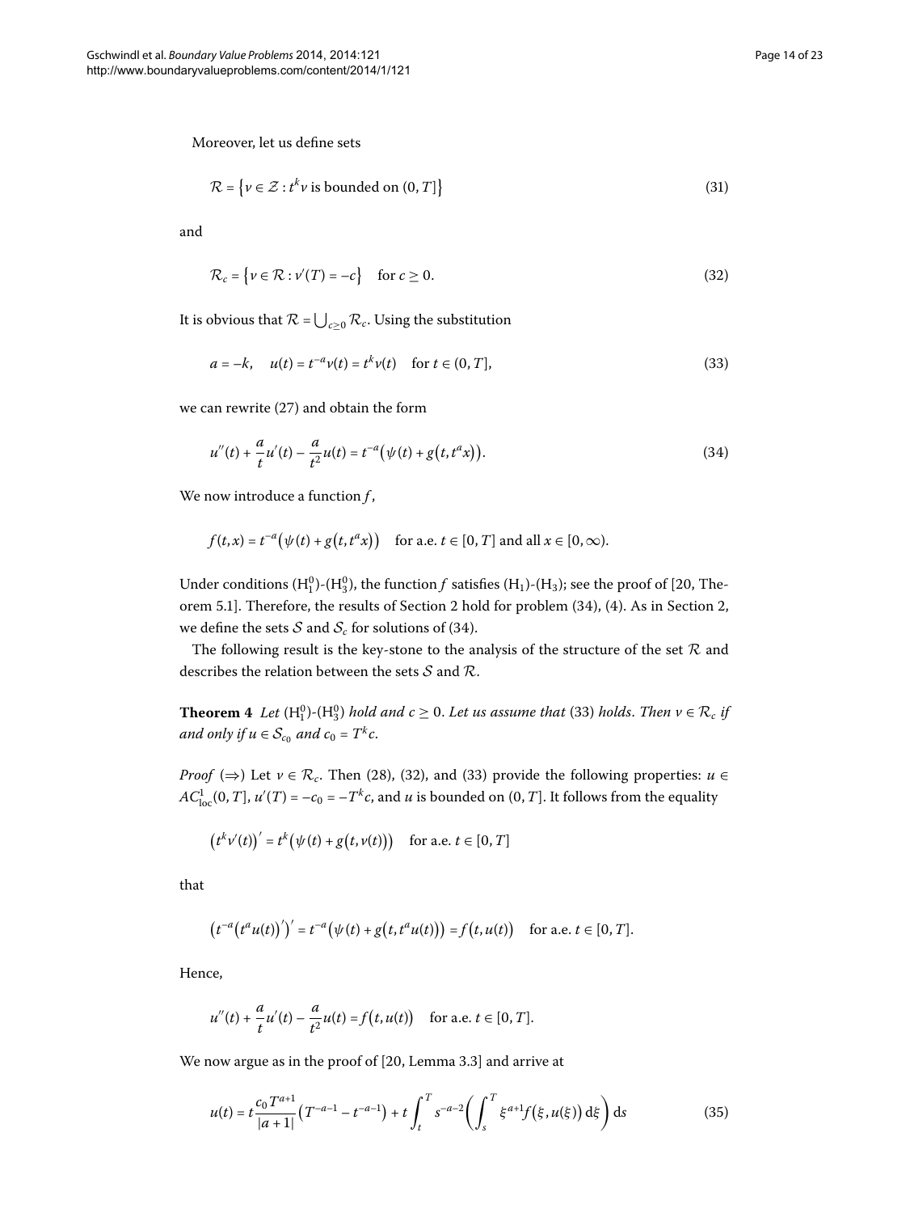Moreover, let us define sets

$$\mathcal{R} = \{ v \in \mathcal{Z} : t^k v \text{ is bounded on } (0, T] \} \tag{31}$$

and

$$\mathcal{R}_c = \{ v \in \mathcal{R} : v'(T) = -c \} \quad \text{for } c \geq 0. \tag{32}$$

It is obvious that $\mathcal{R} = \bigcup_{c \geq 0} \mathcal{R}_c$. Using the substitution

$$a = -k, \quad u(t) = t^{-a} v(t) = t^k v(t) \quad \text{for } t \in (0, T], \tag{33}$$

we can rewrite (27) and obtain the form

$$u''(t) + \frac{a}{t} u'(t) - \frac{a}{t^2} u(t) = t^{-a} \big( \psi(t) + g\big(t, t^a x\big) \big). \tag{34}$$

We now introduce a function $f$,

$$f(t, x) = t^{-a} \big( \psi(t) + g\big(t, t^a x\big) \big) \quad \text{for a.e. } t \in [0, T] \text{ and all } x \in [0, \infty).$$

Under conditions $(\mathrm{H}_1^0)$-$(\mathrm{H}_3^0)$, the function $f$ satisfies $(\mathrm{H}_1)$-$(\mathrm{H}_3)$; see the proof of [20, Theorem 5.1]. Therefore, the results of Section 2 hold for problem (34), (4). As in Section 2, we define the sets $\mathcal{S}$ and $\mathcal{S}_c$ for solutions of (34).

The following result is the key-stone to the analysis of the structure of the set $\mathcal{R}$ and describes the relation between the sets $\mathcal{S}$ and $\mathcal{R}$.

**Theorem 4** *Let* $(\mathrm{H}_1^0)$-$(\mathrm{H}_3^0)$ *hold and* $c \geq 0$. *Let us assume that* (33) *holds. Then* $v \in \mathcal{R}_c$ *if and only if* $u \in \mathcal{S}_{c_0}$ *and* $c_0 = T^k c$.

*Proof* ($\Rightarrow$) Let $v \in \mathcal{R}_c$. Then (28), (32), and (33) provide the following properties: $u \in AC^1_{\mathrm{loc}}(0, T]$, $u'(T) = -c_0 = -T^k c$, and $u$ is bounded on $(0, T]$. It follows from the equality

$$\big( t^k v'(t) \big)' = t^k \big( \psi(t) + g\big(t, v(t)\big) \big) \quad \text{for a.e. } t \in [0, T]$$

that

$$\big( t^{-a} \big( t^a u(t) \big)' \big)' = t^{-a} \big( \psi(t) + g\big(t, t^a u(t)\big) \big) = f\big(t, u(t)\big) \quad \text{for a.e. } t \in [0, T].$$

Hence,

$$u''(t) + \frac{a}{t} u'(t) - \frac{a}{t^2} u(t) = f\big(t, u(t)\big) \quad \text{for a.e. } t \in [0, T].$$

We now argue as in the proof of [20, Lemma 3.3] and arrive at

$$u(t) = t \frac{c_0 T^{a+1}}{|a+1|} \big( T^{-a-1} - t^{-a-1} \big) + t \int_t^T s^{-a-2} \left( \int_s^T \xi^{a+1} f\big(\xi, u(\xi)\big) \, \mathrm{d}\xi \right) \mathrm{d}s \tag{35}$$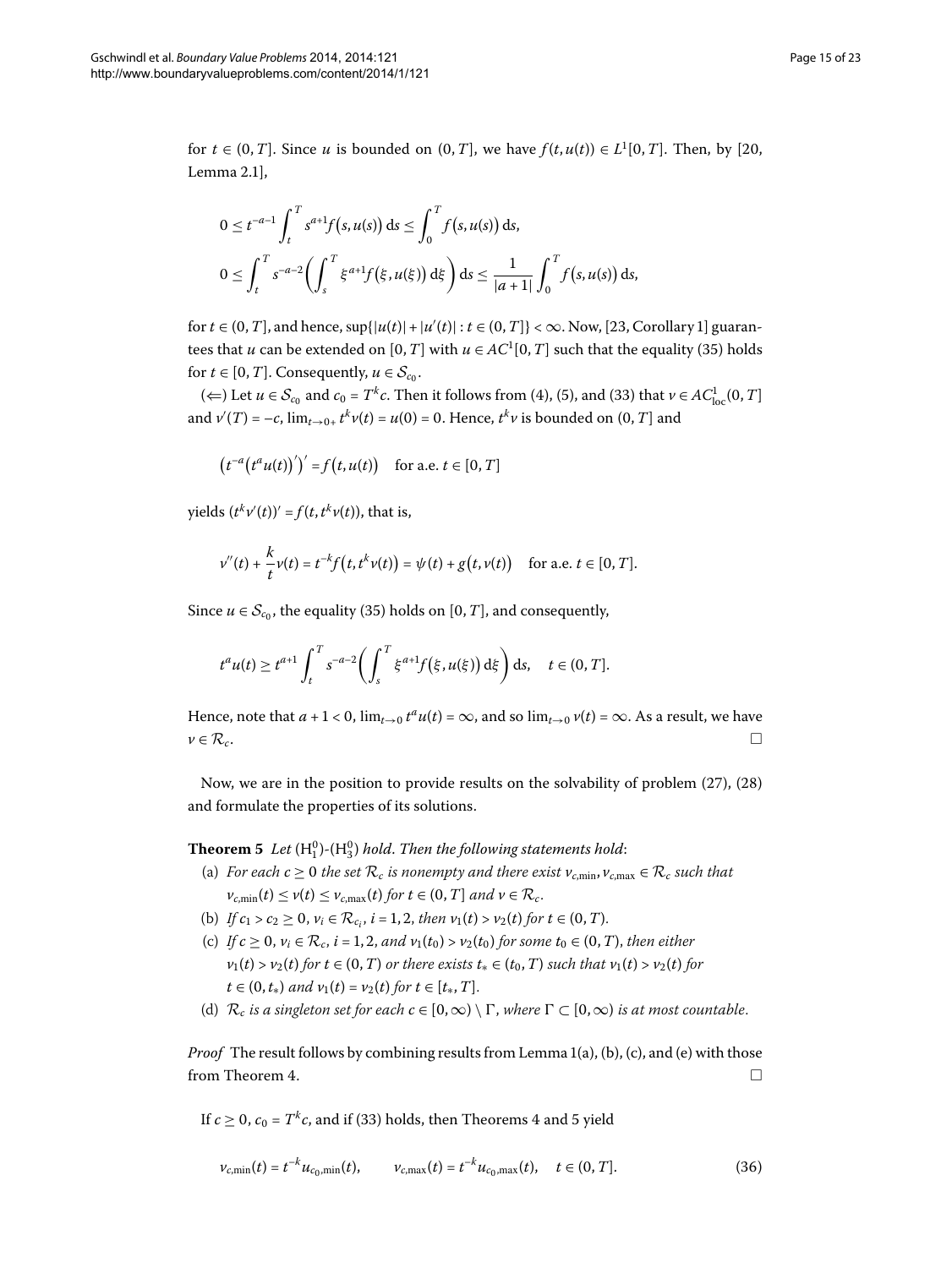for $t \in (0, T]$. Since $u$ is bounded on $(0, T]$, we have $f(t, u(t)) \in L^1[0, T]$. Then, by [20, Lemma 2.1],

$$0 \le t^{-a-1} \int_t^T s^{a+1} f(s, u(s))\, \mathrm{d}s \le \int_0^T f(s, u(s))\, \mathrm{d}s,$$

$$0 \le \int_t^T s^{-a-2} \left( \int_s^T \xi^{a+1} f(\xi, u(\xi))\, \mathrm{d}\xi \right) \mathrm{d}s \le \frac{1}{|a+1|} \int_0^T f(s, u(s))\, \mathrm{d}s,$$

for $t \in (0, T]$, and hence, $\sup\{|u(t)| + |u'(t)| : t \in (0, T]\} < \infty$. Now, [23, Corollary 1] guarantees that $u$ can be extended on $[0, T]$ with $u \in AC^1[0, T]$ such that the equality (35) holds for $t \in [0, T]$. Consequently, $u \in \mathcal{S}_{c_0}$.

($\Leftarrow$) Let $u \in \mathcal{S}_{c_0}$ and $c_0 = T^k c$. Then it follows from (4), (5), and (33) that $v \in AC^1_{\mathrm{loc}}(0, T]$ and $v'(T) = -c$, $\lim_{t \to 0+} t^k v(t) = u(0) = 0$. Hence, $t^k v$ is bounded on $(0, T]$ and

$$\left( t^{-a} \left( t^a u(t) \right)' \right)' = f(t, u(t)) \quad \text{for a.e. } t \in [0, T]$$

yields $(t^k v'(t))' = f(t, t^k v(t))$, that is,

$$v''(t) + \frac{k}{t} v(t) = t^{-k} f(t, t^k v(t)) = \psi(t) + g(t, v(t)) \quad \text{for a.e. } t \in [0, T].$$

Since $u \in \mathcal{S}_{c_0}$, the equality (35) holds on $[0, T]$, and consequently,

$$t^a u(t) \ge t^{a+1} \int_t^T s^{-a-2} \left( \int_s^T \xi^{a+1} f(\xi, u(\xi))\, \mathrm{d}\xi \right) \mathrm{d}s, \quad t \in (0, T].$$

Hence, note that $a + 1 < 0$, $\lim_{t \to 0} t^a u(t) = \infty$, and so $\lim_{t \to 0} v(t) = \infty$. As a result, we have $v \in \mathcal{R}_c$. $\square$

Now, we are in the position to provide results on the solvability of problem (27), (28) and formulate the properties of its solutions.

**Theorem 5** *Let* $(\mathrm{H}_1^0)$-$(\mathrm{H}_3^0)$ *hold. Then the following statements hold*:

(a) *For each* $c \ge 0$ *the set* $\mathcal{R}_c$ *is nonempty and there exist* $v_{c,\min}, v_{c,\max} \in \mathcal{R}_c$ *such that* $v_{c,\min}(t) \le v(t) \le v_{c,\max}(t)$ *for* $t \in (0, T]$ *and* $v \in \mathcal{R}_c$.

(b) *If* $c_1 > c_2 \ge 0$, $v_i \in \mathcal{R}_{c_i}$, $i = 1, 2$, *then* $v_1(t) > v_2(t)$ *for* $t \in (0, T)$.

(c) *If* $c \ge 0$, $v_i \in \mathcal{R}_c$, $i = 1, 2$, *and* $v_1(t_0) > v_2(t_0)$ *for some* $t_0 \in (0, T)$, *then either* $v_1(t) > v_2(t)$ *for* $t \in (0, T)$ *or there exists* $t_* \in (t_0, T)$ *such that* $v_1(t) > v_2(t)$ *for* $t \in (0, t_*)$ *and* $v_1(t) = v_2(t)$ *for* $t \in [t_*, T]$.

(d) $\mathcal{R}_c$ *is a singleton set for each* $c \in [0, \infty) \setminus \Gamma$, *where* $\Gamma \subset [0, \infty)$ *is at most countable*.

*Proof* The result follows by combining results from Lemma 1(a), (b), (c), and (e) with those from Theorem 4. $\square$

If $c \ge 0$, $c_0 = T^k c$, and if (33) holds, then Theorems 4 and 5 yield

$$v_{c,\min}(t) = t^{-k} u_{c_0,\min}(t), \qquad v_{c,\max}(t) = t^{-k} u_{c_0,\max}(t), \quad t \in (0, T]. \tag{36}$$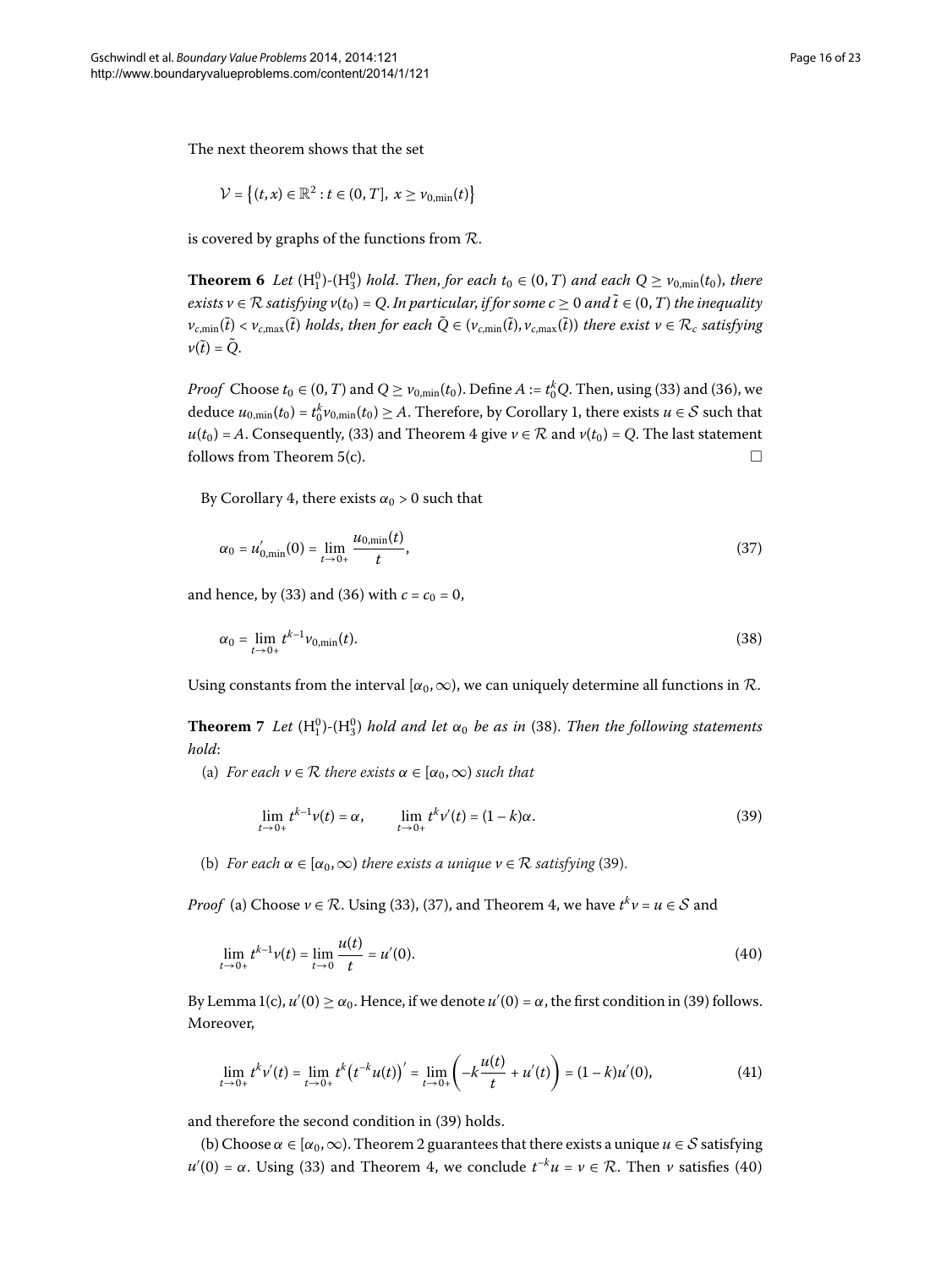The next theorem shows that the set

$$\mathcal{V} = \{(t,x) \in \mathbb{R}^2 : t \in (0,T],\ x \geq v_{0,\min}(t)\}$$

is covered by graphs of the functions from $\mathcal{R}$.

**Theorem 6** *Let* $(\mathrm{H}_1^0)$-$(\mathrm{H}_3^0)$ *hold. Then, for each* $t_0 \in (0,T)$ *and each* $Q \geq v_{0,\min}(t_0)$, *there exists* $v \in \mathcal{R}$ *satisfying* $v(t_0) = Q$. *In particular, if for some* $c \geq 0$ *and* $\tilde{t} \in (0,T)$ *the inequality* $v_{c,\min}(\tilde{t}) < v_{c,\max}(\tilde{t})$ *holds, then for each* $\tilde{Q} \in (v_{c,\min}(\tilde{t}), v_{c,\max}(\tilde{t}))$ *there exist* $v \in \mathcal{R}_c$ *satisfying* $v(\tilde{t}) = \tilde{Q}$.

*Proof* Choose $t_0 \in (0,T)$ and $Q \geq v_{0,\min}(t_0)$. Define $A := t_0^k Q$. Then, using (33) and (36), we deduce $u_{0,\min}(t_0) = t_0^k v_{0,\min}(t_0) \geq A$. Therefore, by Corollary 1, there exists $u \in \mathcal{S}$ such that $u(t_0) = A$. Consequently, (33) and Theorem 4 give $v \in \mathcal{R}$ and $v(t_0) = Q$. The last statement follows from Theorem 5(c). □

By Corollary 4, there exists $\alpha_0 > 0$ such that

$$\alpha_0 = u'_{0,\min}(0) = \lim_{t\to 0+} \frac{u_{0,\min}(t)}{t}, \tag{37}$$

and hence, by (33) and (36) with $c = c_0 = 0$,

$$\alpha_0 = \lim_{t\to 0+} t^{k-1} v_{0,\min}(t). \tag{38}$$

Using constants from the interval $[\alpha_0, \infty)$, we can uniquely determine all functions in $\mathcal{R}$.

**Theorem 7** *Let* $(\mathrm{H}_1^0)$-$(\mathrm{H}_3^0)$ *hold and let* $\alpha_0$ *be as in* (38). *Then the following statements hold*:

(a) *For each* $v \in \mathcal{R}$ *there exists* $\alpha \in [\alpha_0, \infty)$ *such that*

$$\lim_{t\to 0+} t^{k-1} v(t) = \alpha, \qquad \lim_{t\to 0+} t^k v'(t) = (1-k)\alpha. \tag{39}$$

(b) *For each* $\alpha \in [\alpha_0, \infty)$ *there exists a unique* $v \in \mathcal{R}$ *satisfying* (39).

*Proof* (a) Choose $v \in \mathcal{R}$. Using (33), (37), and Theorem 4, we have $t^k v = u \in \mathcal{S}$ and

$$\lim_{t\to 0+} t^{k-1} v(t) = \lim_{t\to 0} \frac{u(t)}{t} = u'(0). \tag{40}$$

By Lemma 1(c), $u'(0) \geq \alpha_0$. Hence, if we denote $u'(0) = \alpha$, the first condition in (39) follows. Moreover,

$$\lim_{t\to 0+} t^k v'(t) = \lim_{t\to 0+} t^k \bigl(t^{-k} u(t)\bigr)' = \lim_{t\to 0+} \left(-k\frac{u(t)}{t} + u'(t)\right) = (1-k)u'(0), \tag{41}$$

and therefore the second condition in (39) holds.

(b) Choose $\alpha \in [\alpha_0, \infty)$. Theorem 2 guarantees that there exists a unique $u \in \mathcal{S}$ satisfying $u'(0) = \alpha$. Using (33) and Theorem 4, we conclude $t^{-k} u = v \in \mathcal{R}$. Then $v$ satisfies (40)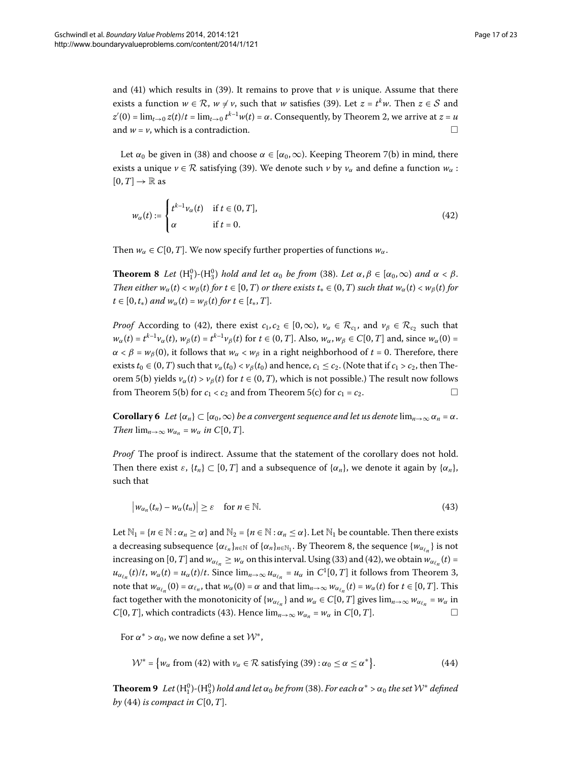and (41) which results in (39). It remains to prove that $v$ is unique. Assume that there exists a function $w \in \mathcal{R}$, $w \neq v$, such that $w$ satisfies (39). Let $z = t^k w$. Then $z \in \mathcal{S}$ and $z'(0) = \lim_{t\to 0} z(t)/t = \lim_{t\to 0} t^{k-1}w(t) = \alpha$. Consequently, by Theorem 2, we arrive at $z = u$ and $w = v$, which is a contradiction. □

Let $\alpha_0$ be given in (38) and choose $\alpha \in [\alpha_0, \infty)$. Keeping Theorem 7(b) in mind, there exists a unique $v \in \mathcal{R}$ satisfying (39). We denote such $v$ by $v_\alpha$ and define a function $w_\alpha : [0,T] \to \mathbb{R}$ as

$$w_\alpha(t) := \begin{cases} t^{k-1}v_\alpha(t) & \text{if } t \in (0,T], \\ \alpha & \text{if } t = 0. \end{cases} \tag{42}$$

Then $w_\alpha \in C[0,T]$. We now specify further properties of functions $w_\alpha$.

**Theorem 8** *Let* $(\mathrm{H}_1^0)$*-*$(\mathrm{H}_3^0)$ *hold and let* $\alpha_0$ *be from* (38). *Let* $\alpha, \beta \in [\alpha_0, \infty)$ *and* $\alpha < \beta$. *Then either* $w_\alpha(t) < w_\beta(t)$ *for* $t \in [0,T)$ *or there exists* $t_* \in (0,T)$ *such that* $w_\alpha(t) < w_\beta(t)$ *for* $t \in [0,t_*)$ *and* $w_\alpha(t) = w_\beta(t)$ *for* $t \in [t_*, T]$.

*Proof* According to (42), there exist $c_1, c_2 \in [0,\infty)$, $v_\alpha \in \mathcal{R}_{c_1}$, and $v_\beta \in \mathcal{R}_{c_2}$ such that $w_\alpha(t) = t^{k-1}v_\alpha(t)$, $w_\beta(t) = t^{k-1}v_\beta(t)$ for $t \in (0,T]$. Also, $w_\alpha, w_\beta \in C[0,T]$ and, since $w_\alpha(0) = \alpha < \beta = w_\beta(0)$, it follows that $w_\alpha < w_\beta$ in a right neighborhood of $t = 0$. Therefore, there exists $t_0 \in (0,T)$ such that $v_\alpha(t_0) < v_\beta(t_0)$ and hence, $c_1 \le c_2$. (Note that if $c_1 > c_2$, then Theorem 5(b) yields $v_\alpha(t) > v_\beta(t)$ for $t \in (0,T)$, which is not possible.) The result now follows from Theorem 5(b) for $c_1 < c_2$ and from Theorem 5(c) for $c_1 = c_2$. □

**Corollary 6** *Let* $\{\alpha_n\} \subset [\alpha_0, \infty)$ *be a convergent sequence and let us denote* $\lim_{n\to\infty} \alpha_n = \alpha$. *Then* $\lim_{n\to\infty} w_{\alpha_n} = w_\alpha$ *in* $C[0,T]$.

*Proof* The proof is indirect. Assume that the statement of the corollary does not hold. Then there exist $\varepsilon$, $\{t_n\} \subset [0,T]$ and a subsequence of $\{\alpha_n\}$, we denote it again by $\{\alpha_n\}$, such that

$$\left| w_{\alpha_n}(t_n) - w_\alpha(t_n) \right| \ge \varepsilon \quad \text{for } n \in \mathbb{N}. \tag{43}$$

Let $\mathbb{N}_1 = \{n \in \mathbb{N} : \alpha_n \ge \alpha\}$ and $\mathbb{N}_2 = \{n \in \mathbb{N} : \alpha_n \le \alpha\}$. Let $\mathbb{N}_1$ be countable. Then there exists a decreasing subsequence $\{\alpha_{\ell_n}\}_{n\in\mathbb{N}}$ of $\{\alpha_n\}_{n\in\mathbb{N}_1}$. By Theorem 8, the sequence $\{w_{\alpha_{\ell_n}}\}$ is not increasing on $[0,T]$ and $w_{\alpha_{\ell_n}} \ge w_\alpha$ on this interval. Using (33) and (42), we obtain $w_{\alpha_{\ell_n}}(t) = u_{\alpha_{\ell_n}}(t)/t$, $w_\alpha(t) = u_\alpha(t)/t$. Since $\lim_{n\to\infty} u_{\alpha_{\ell_n}} = u_\alpha$ in $C^1[0,T]$ it follows from Theorem 3, note that $w_{\alpha_{\ell_n}}(0) = \alpha_{\ell_n}$, that $w_\alpha(0) = \alpha$ and that $\lim_{n\to\infty} w_{\alpha_{\ell_n}}(t) = w_\alpha(t)$ for $t \in [0,T]$. This fact together with the monotonicity of $\{w_{\alpha_{\ell_n}}\}$ and $w_\alpha \in C[0,T]$ gives $\lim_{n\to\infty} w_{\alpha_{\ell_n}} = w_\alpha$ in $C[0,T]$, which contradicts (43). Hence $\lim_{n\to\infty} w_{\alpha_n} = w_\alpha$ in $C[0,T]$. □

For $\alpha^* > \alpha_0$, we now define a set $\mathcal{W}^*$,

$$\mathcal{W}^* = \left\{ w_\alpha \text{ from (42) with } v_\alpha \in \mathcal{R} \text{ satisfying (39)} : \alpha_0 \le \alpha \le \alpha^* \right\}. \tag{44}$$

**Theorem 9** *Let* $(\mathrm{H}_1^0)$*-*$(\mathrm{H}_3^0)$ *hold and let* $\alpha_0$ *be from* (38). *For each* $\alpha^* > \alpha_0$ *the set* $\mathcal{W}^*$ *defined by* (44) *is compact in* $C[0,T]$.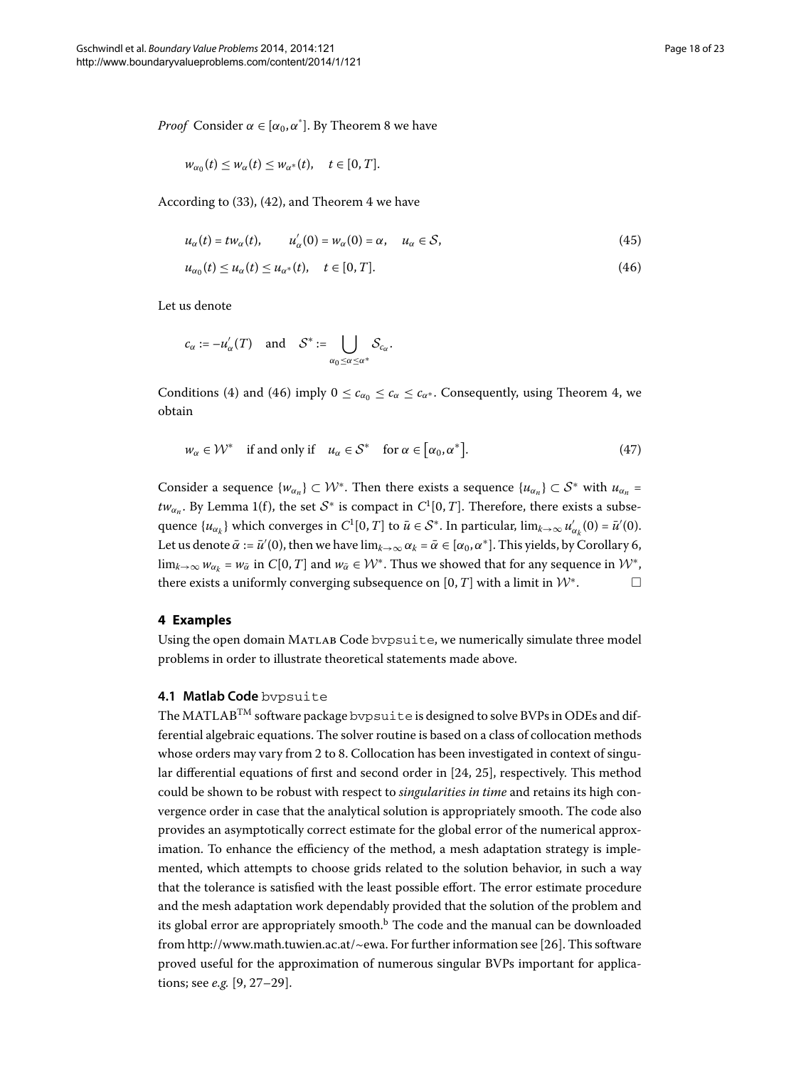*Proof* Consider $\alpha \in [\alpha_0, \alpha^*]$. By Theorem 8 we have

$$w_{\alpha_0}(t) \le w_\alpha(t) \le w_{\alpha^*}(t), \quad t \in [0,T].$$

According to (33), (42), and Theorem 4 we have

$$u_\alpha(t) = t w_\alpha(t), \qquad u_\alpha'(0) = w_\alpha(0) = \alpha, \quad u_\alpha \in \mathcal{S}, \tag{45}$$

$$u_{\alpha_0}(t) \le u_\alpha(t) \le u_{\alpha^*}(t), \quad t \in [0,T]. \tag{46}$$

Let us denote

$$c_\alpha := -u_\alpha'(T) \quad \text{and} \quad \mathcal{S}^* := \bigcup_{\alpha_0 \le \alpha \le \alpha^*} \mathcal{S}_{c_\alpha}.$$

Conditions (4) and (46) imply $0 \le c_{\alpha_0} \le c_\alpha \le c_{\alpha^*}$. Consequently, using Theorem 4, we obtain

$$w_\alpha \in \mathcal{W}^* \quad \text{if and only if} \quad u_\alpha \in \mathcal{S}^* \quad \text{for } \alpha \in [\alpha_0, \alpha^*]. \tag{47}$$

Consider a sequence $\{w_{\alpha_n}\} \subset \mathcal{W}^*$. Then there exists a sequence $\{u_{\alpha_n}\} \subset \mathcal{S}^*$ with $u_{\alpha_n} = t w_{\alpha_n}$. By Lemma 1(f), the set $\mathcal{S}^*$ is compact in $C^1[0,T]$. Therefore, there exists a subsequence $\{u_{\alpha_k}\}$ which converges in $C^1[0,T]$ to $\bar{u} \in \mathcal{S}^*$. In particular, $\lim_{k\to\infty} u_{\alpha_k}'(0) = \bar{u}'(0)$. Let us denote $\bar{\alpha} := \bar{u}'(0)$, then we have $\lim_{k\to\infty} \alpha_k = \bar{\alpha} \in [\alpha_0, \alpha^*]$. This yields, by Corollary 6, $\lim_{k\to\infty} w_{\alpha_k} = w_{\bar{\alpha}}$ in $C[0,T]$ and $w_{\bar{\alpha}} \in \mathcal{W}^*$. Thus we showed that for any sequence in $\mathcal{W}^*$, there exists a uniformly converging subsequence on $[0,T]$ with a limit in $\mathcal{W}^*$. □

## 4 Examples

Using the open domain MATLAB Code bvpsuite, we numerically simulate three model problems in order to illustrate theoretical statements made above.

### 4.1 Matlab Code bvpsuite

The MATLAB™ software package bvpsuite is designed to solve BVPs in ODEs and differential algebraic equations. The solver routine is based on a class of collocation methods whose orders may vary from 2 to 8. Collocation has been investigated in context of singular differential equations of first and second order in [24, 25], respectively. This method could be shown to be robust with respect to *singularities in time* and retains its high convergence order in case that the analytical solution is appropriately smooth. The code also provides an asymptotically correct estimate for the global error of the numerical approximation. To enhance the efficiency of the method, a mesh adaptation strategy is implemented, which attempts to choose grids related to the solution behavior, in such a way that the tolerance is satisfied with the least possible effort. The error estimate procedure and the mesh adaptation work dependably provided that the solution of the problem and its global error are appropriately smooth.[b] The code and the manual can be downloaded from http://www.math.tuwien.ac.at/~ewa. For further information see [26]. This software proved useful for the approximation of numerous singular BVPs important for applications; see *e.g.* [9, 27–29].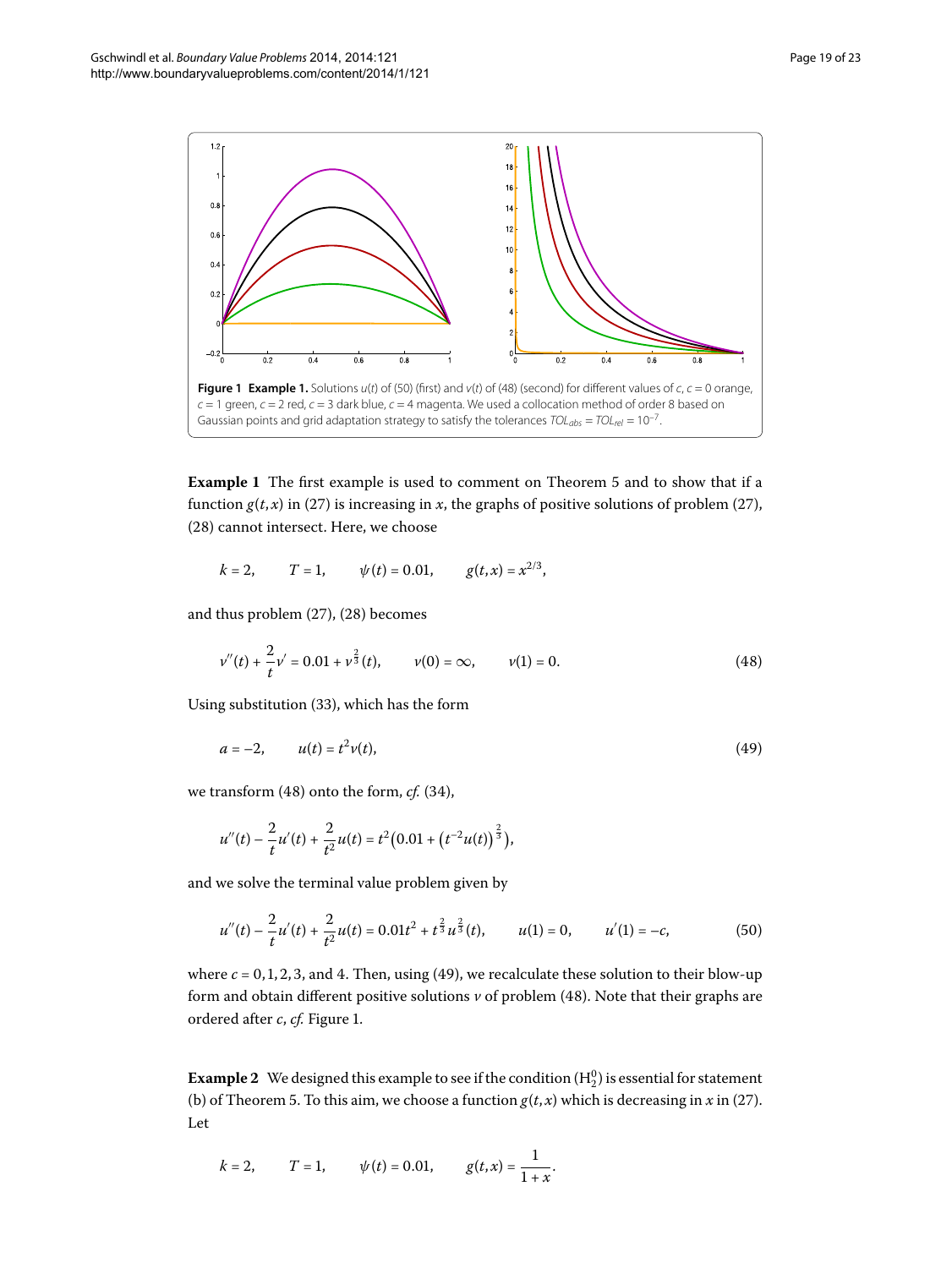**Figure 1 Example 1.** Solutions $u(t)$ of (50) (first) and $v(t)$ of (48) (second) for different values of $c$, $c = 0$ orange, $c = 1$ green, $c = 2$ red, $c = 3$ dark blue, $c = 4$ magenta. We used a collocation method of order 8 based on Gaussian points and grid adaptation strategy to satisfy the tolerances $TOL_{abs} = TOL_{rel} = 10^{-7}$.

**Example 1** The first example is used to comment on Theorem 5 and to show that if a function $g(t,x)$ in (27) is increasing in $x$, the graphs of positive solutions of problem (27), (28) cannot intersect. Here, we choose

$$k = 2, \qquad T = 1, \qquad \psi(t) = 0.01, \qquad g(t,x) = x^{2/3},$$

and thus problem (27), (28) becomes

$$v''(t) + \frac{2}{t}v' = 0.01 + v^{\frac{2}{3}}(t), \qquad v(0) = \infty, \qquad v(1) = 0. \tag{48}$$

Using substitution (33), which has the form

$$a = -2, \qquad u(t) = t^2 v(t), \tag{49}$$

we transform (48) onto the form, *cf.* (34),

$$u''(t) - \frac{2}{t}u'(t) + \frac{2}{t^2}u(t) = t^2\bigl(0.01 + \bigl(t^{-2}u(t)\bigr)^{\frac{2}{3}}\bigr),$$

and we solve the terminal value problem given by

$$u''(t) - \frac{2}{t}u'(t) + \frac{2}{t^2}u(t) = 0.01t^2 + t^{\frac{2}{3}}u^{\frac{2}{3}}(t), \qquad u(1) = 0, \qquad u'(1) = -c, \tag{50}$$

where $c = 0, 1, 2, 3$, and 4. Then, using (49), we recalculate these solution to their blow-up form and obtain different positive solutions $v$ of problem (48). Note that their graphs are ordered after $c$, *cf.* Figure 1.

**Example 2** We designed this example to see if the condition $(\mathrm{H}_2^0)$ is essential for statement (b) of Theorem 5. To this aim, we choose a function $g(t,x)$ which is decreasing in $x$ in (27). Let

$$k = 2, \qquad T = 1, \qquad \psi(t) = 0.01, \qquad g(t,x) = \frac{1}{1+x}.$$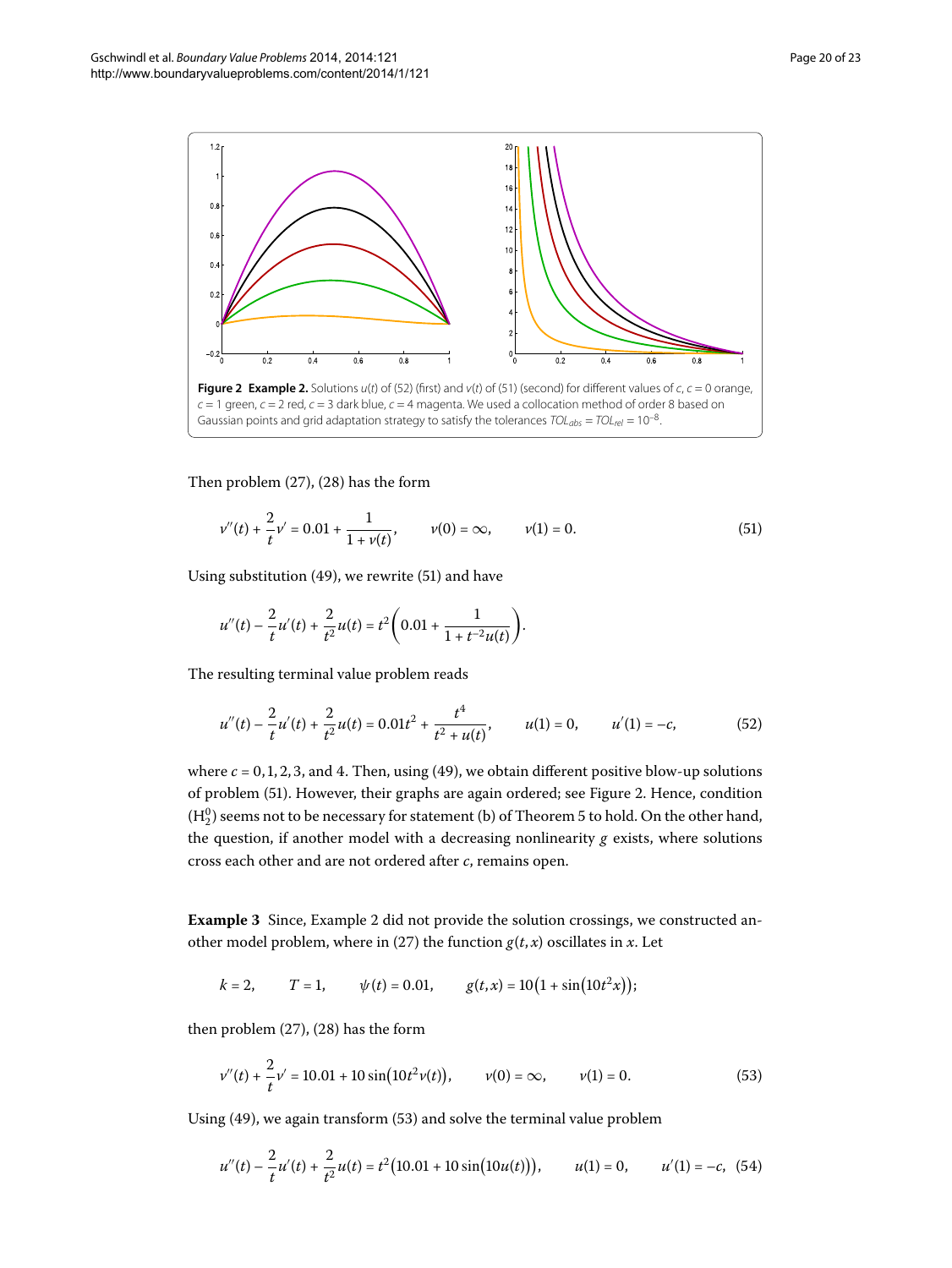**Figure 2 Example 2.** Solutions $u(t)$ of (52) (first) and $v(t)$ of (51) (second) for different values of $c$, $c = 0$ orange, $c = 1$ green, $c = 2$ red, $c = 3$ dark blue, $c = 4$ magenta. We used a collocation method of order 8 based on Gaussian points and grid adaptation strategy to satisfy the tolerances $TOL_{abs} = TOL_{rel} = 10^{-8}$.

Then problem (27), (28) has the form

$$v''(t) + \frac{2}{t}v' = 0.01 + \frac{1}{1 + v(t)}, \qquad v(0) = \infty, \qquad v(1) = 0. \tag{51}$$

Using substitution (49), we rewrite (51) and have

$$u''(t) - \frac{2}{t}u'(t) + \frac{2}{t^2}u(t) = t^2\left(0.01 + \frac{1}{1 + t^{-2}u(t)}\right).$$

The resulting terminal value problem reads

$$u''(t) - \frac{2}{t}u'(t) + \frac{2}{t^2}u(t) = 0.01t^2 + \frac{t^4}{t^2 + u(t)}, \qquad u(1) = 0, \qquad u'(1) = -c, \tag{52}$$

where $c = 0, 1, 2, 3$, and 4. Then, using (49), we obtain different positive blow-up solutions of problem (51). However, their graphs are again ordered; see Figure 2. Hence, condition $(\mathrm{H}_2^0)$ seems not to be necessary for statement (b) of Theorem 5 to hold. On the other hand, the question, if another model with a decreasing nonlinearity $g$ exists, where solutions cross each other and are not ordered after $c$, remains open.

**Example 3** Since, Example 2 did not provide the solution crossings, we constructed another model problem, where in (27) the function $g(t,x)$ oscillates in $x$. Let

$$k = 2, \qquad T = 1, \qquad \psi(t) = 0.01, \qquad g(t,x) = 10\big(1 + \sin\big(10t^2x\big)\big);$$

then problem (27), (28) has the form

$$v''(t) + \frac{2}{t}v' = 10.01 + 10\sin\big(10t^2v(t)\big), \qquad v(0) = \infty, \qquad v(1) = 0. \tag{53}$$

Using (49), we again transform (53) and solve the terminal value problem

$$u''(t) - \frac{2}{t}u'(t) + \frac{2}{t^2}u(t) = t^2\big(10.01 + 10\sin\big(10u(t)\big)\big), \qquad u(1) = 0, \qquad u'(1) = -c, \tag{54}$$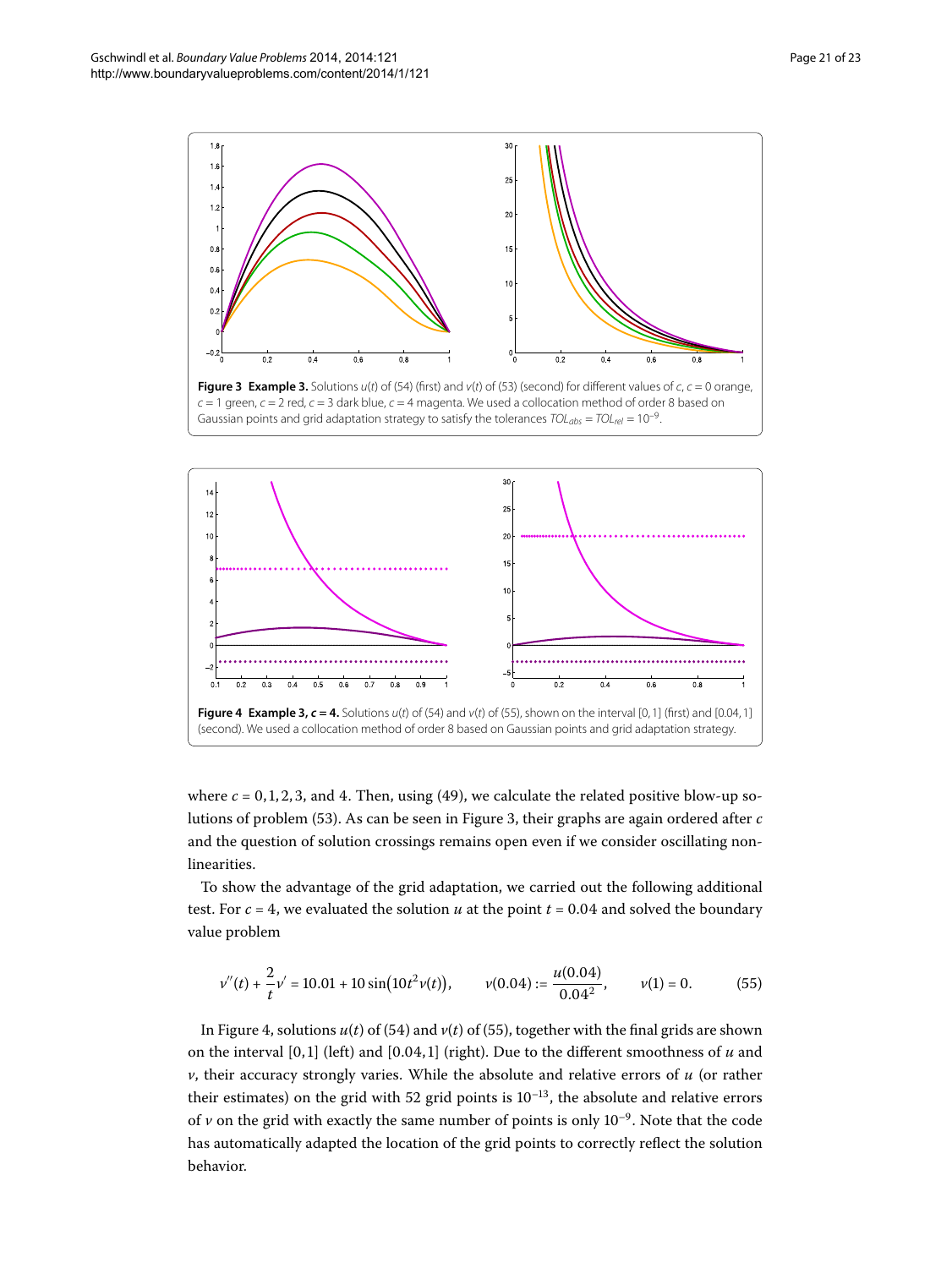**Figure 3 Example 3.** Solutions $u(t)$ of (54) (first) and $v(t)$ of (53) (second) for different values of $c$, $c = 0$ orange, $c = 1$ green, $c = 2$ red, $c = 3$ dark blue, $c = 4$ magenta. We used a collocation method of order 8 based on Gaussian points and grid adaptation strategy to satisfy the tolerances $TOL_{abs} = TOL_{rel} = 10^{-9}$.

**Figure 4 Example 3, $c = 4$.** Solutions $u(t)$ of (54) and $v(t)$ of (55), shown on the interval $[0, 1]$ (first) and $[0.04, 1]$ (second). We used a collocation method of order 8 based on Gaussian points and grid adaptation strategy.

where $c = 0, 1, 2, 3$, and 4. Then, using (49), we calculate the related positive blow-up solutions of problem (53). As can be seen in Figure 3, their graphs are again ordered after $c$ and the question of solution crossings remains open even if we consider oscillating nonlinearities.

To show the advantage of the grid adaptation, we carried out the following additional test. For $c = 4$, we evaluated the solution $u$ at the point $t = 0.04$ and solved the boundary value problem

$$v''(t) + \frac{2}{t}v' = 10.01 + 10\sin\big(10t^2 v(t)\big), \qquad v(0.04) := \frac{u(0.04)}{0.04^2}, \qquad v(1) = 0. \tag{55}$$

In Figure 4, solutions $u(t)$ of (54) and $v(t)$ of (55), together with the final grids are shown on the interval $[0, 1]$ (left) and $[0.04, 1]$ (right). Due to the different smoothness of $u$ and $v$, their accuracy strongly varies. While the absolute and relative errors of $u$ (or rather their estimates) on the grid with 52 grid points is $10^{-13}$, the absolute and relative errors of $v$ on the grid with exactly the same number of points is only $10^{-9}$. Note that the code has automatically adapted the location of the grid points to correctly reflect the solution behavior.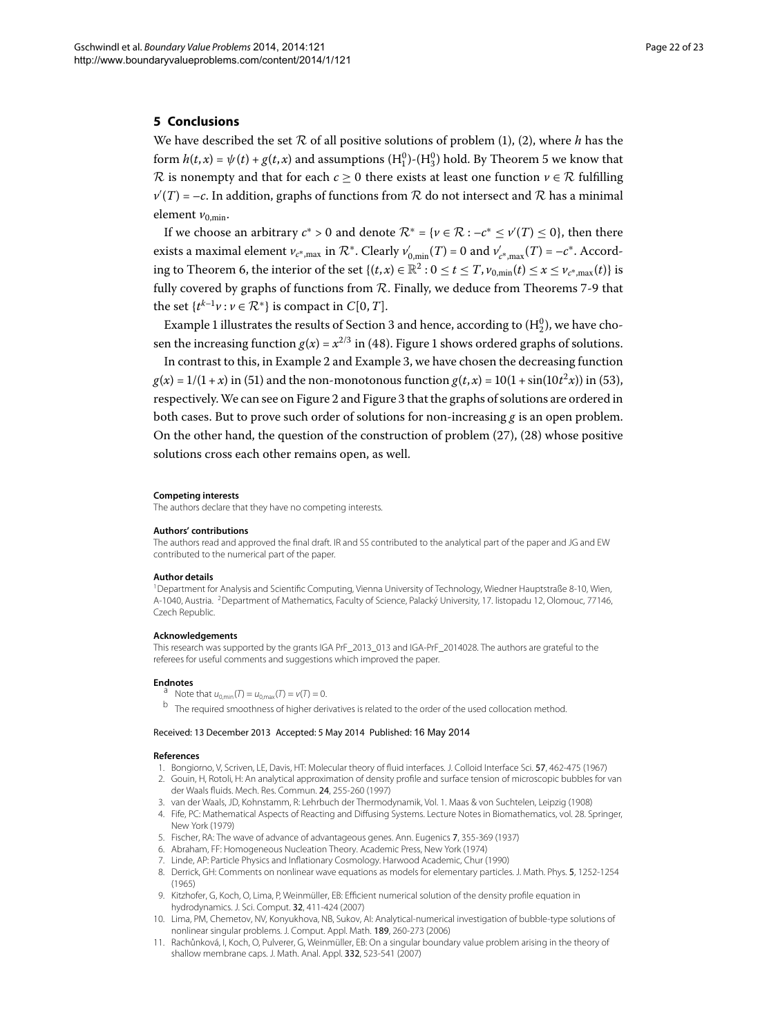## 5 Conclusions

We have described the set $\mathcal{R}$ of all positive solutions of problem (1), (2), where $h$ has the form $h(t,x) = \psi(t) + g(t,x)$ and assumptions $(\mathrm{H}_1^0)$-$(\mathrm{H}_3^0)$ hold. By Theorem 5 we know that $\mathcal{R}$ is nonempty and that for each $c \geq 0$ there exists at least one function $v \in \mathcal{R}$ fulfilling $v'(T) = -c$. In addition, graphs of functions from $\mathcal{R}$ do not intersect and $\mathcal{R}$ has a minimal element $v_{0,\min}$.

If we choose an arbitrary $c^* > 0$ and denote $\mathcal{R}^* = \{v \in \mathcal{R} : -c^* \leq v'(T) \leq 0\}$, then there exists a maximal element $v_{c^*,\max}$ in $\mathcal{R}^*$. Clearly $v'_{0,\min}(T) = 0$ and $v'_{c^*,\max}(T) = -c^*$. According to Theorem 6, the interior of the set $\{(t,x) \in \mathbb{R}^2 : 0 \leq t \leq T, v_{0,\min}(t) \leq x \leq v_{c^*,\max}(t)\}$ is fully covered by graphs of functions from $\mathcal{R}$. Finally, we deduce from Theorems 7-9 that the set $\{t^{k-1}v : v \in \mathcal{R}^*\}$ is compact in $C[0,T]$.

Example 1 illustrates the results of Section 3 and hence, according to $(\mathrm{H}_2^0)$, we have chosen the increasing function $g(x) = x^{2/3}$ in (48). Figure 1 shows ordered graphs of solutions.

In contrast to this, in Example 2 and Example 3, we have chosen the decreasing function $g(x) = 1/(1+x)$ in (51) and the non-monotonous function $g(t,x) = 10(1 + \sin(10t^2x))$ in (53), respectively. We can see on Figure 2 and Figure 3 that the graphs of solutions are ordered in both cases. But to prove such order of solutions for non-increasing $g$ is an open problem. On the other hand, the question of the construction of problem (27), (28) whose positive solutions cross each other remains open, as well.

#### Competing interests
The authors declare that they have no competing interests.

#### Authors' contributions
The authors read and approved the final draft. IR and SS contributed to the analytical part of the paper and JG and EW contributed to the numerical part of the paper.

#### Author details
[1]Department for Analysis and Scientific Computing, Vienna University of Technology, Wiedner Hauptstraße 8-10, Wien, A-1040, Austria. [2]Department of Mathematics, Faculty of Science, Palacký University, 17. listopadu 12, Olomouc, 77146, Czech Republic.

#### Acknowledgements
This research was supported by the grants IGA PrF_2013_013 and IGA-PrF_2014028. The authors are grateful to the referees for useful comments and suggestions which improved the paper.

#### Endnotes
[a] Note that $u_{0,\min}(T) = u_{0,\max}(T) = v(T) = 0$.

[b] The required smoothness of higher derivatives is related to the order of the used collocation method.

Received: 13 December 2013 Accepted: 5 May 2014 Published: 16 May 2014

#### References
1. Bongiorno, V, Scriven, LE, Davis, HT: Molecular theory of fluid interfaces. J. Colloid Interface Sci. **57**, 462-475 (1967)
2. Gouin, H, Rotoli, H: An analytical approximation of density profile and surface tension of microscopic bubbles for van der Waals fluids. Mech. Res. Commun. **24**, 255-260 (1997)
3. van der Waals, JD, Kohnstamm, R: Lehrbuch der Thermodynamik, Vol. 1. Maas & von Suchtelen, Leipzig (1908)
4. Fife, PC: Mathematical Aspects of Reacting and Diffusing Systems. Lecture Notes in Biomathematics, vol. 28. Springer, New York (1979)
5. Fischer, RA: The wave of advance of advantageous genes. Ann. Eugenics **7**, 355-369 (1937)
6. Abraham, FF: Homogeneous Nucleation Theory. Academic Press, New York (1974)
7. Linde, AP: Particle Physics and Inflationary Cosmology. Harwood Academic, Chur (1990)
8. Derrick, GH: Comments on nonlinear wave equations as models for elementary particles. J. Math. Phys. **5**, 1252-1254 (1965)
9. Kitzhofer, G, Koch, O, Lima, P, Weinmüller, EB: Efficient numerical solution of the density profile equation in hydrodynamics. J. Sci. Comput. **32**, 411-424 (2007)
10. Lima, PM, Chemetov, NV, Konyukhova, NB, Sukov, AI: Analytical-numerical investigation of bubble-type solutions of nonlinear singular problems. J. Comput. Appl. Math. **189**, 260-273 (2006)
11. Rachůnková, I, Koch, O, Pulverer, G, Weinmüller, EB: On a singular boundary value problem arising in the theory of shallow membrane caps. J. Math. Anal. Appl. **332**, 523-541 (2007)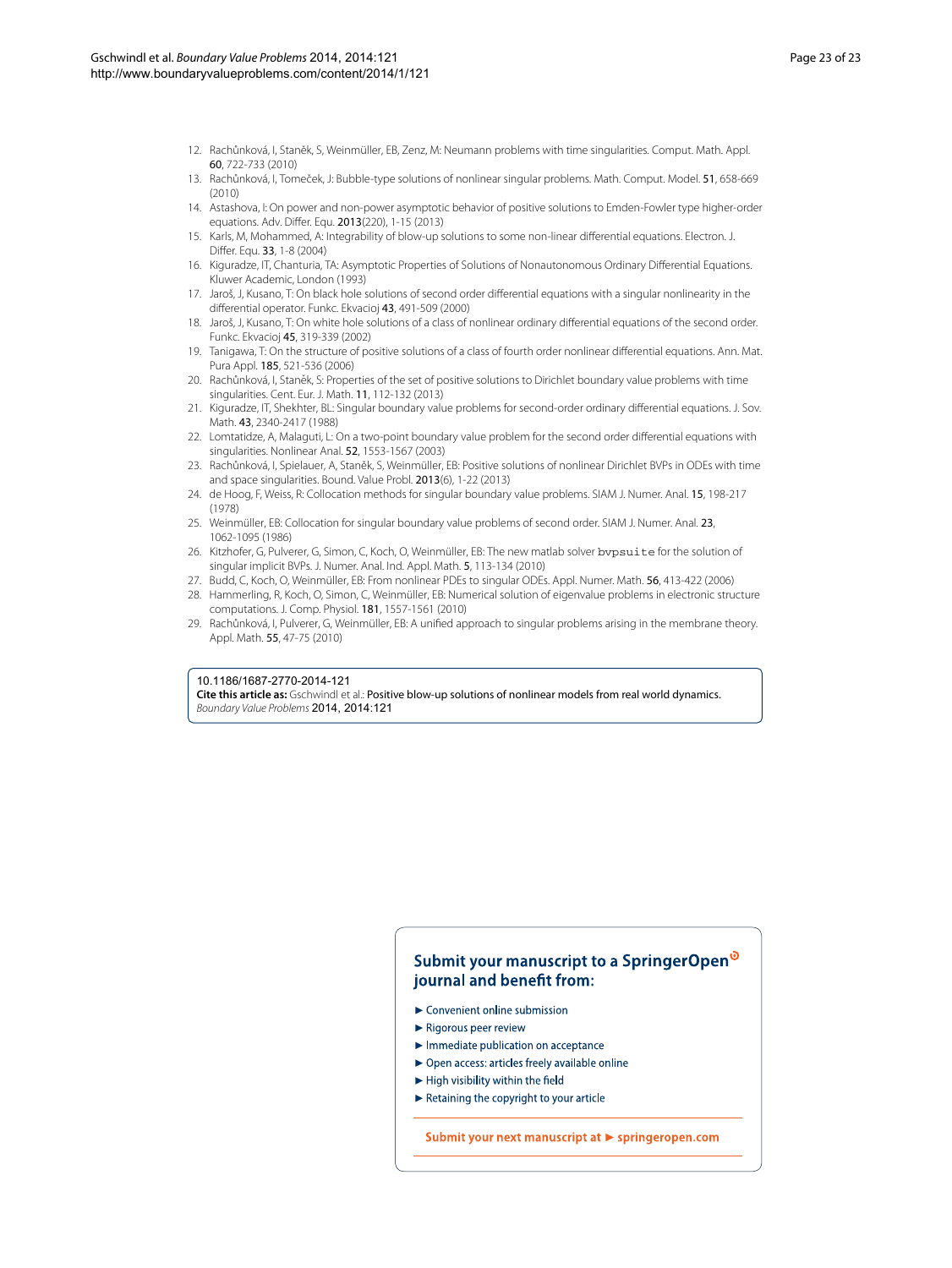12. Rachůnková, I, Staněk, S, Weinmüller, EB, Zenz, M: Neumann problems with time singularities. Comput. Math. Appl. **60**, 722-733 (2010)
13. Rachůnková, I, Tomeček, J: Bubble-type solutions of nonlinear singular problems. Math. Comput. Model. **51**, 658-669 (2010)
14. Astashova, I: On power and non-power asymptotic behavior of positive solutions to Emden-Fowler type higher-order equations. Adv. Differ. Equ. **2013**(220), 1-15 (2013)
15. Karls, M, Mohammed, A: Integrability of blow-up solutions to some non-linear differential equations. Electron. J. Differ. Equ. **33**, 1-8 (2004)
16. Kiguradze, IT, Chanturia, TA: Asymptotic Properties of Solutions of Nonautonomous Ordinary Differential Equations. Kluwer Academic, London (1993)
17. Jaroš, J, Kusano, T: On black hole solutions of second order differential equations with a singular nonlinearity in the differential operator. Funkc. Ekvacioj **43**, 491-509 (2000)
18. Jaroš, J, Kusano, T: On white hole solutions of a class of nonlinear ordinary differential equations of the second order. Funkc. Ekvacioj **45**, 319-339 (2002)
19. Tanigawa, T: On the structure of positive solutions of a class of fourth order nonlinear differential equations. Ann. Mat. Pura Appl. **185**, 521-536 (2006)
20. Rachůnková, I, Staněk, S: Properties of the set of positive solutions to Dirichlet boundary value problems with time singularities. Cent. Eur. J. Math. **11**, 112-132 (2013)
21. Kiguradze, IT, Shekhter, BL: Singular boundary value problems for second-order ordinary differential equations. J. Sov. Math. **43**, 2340-2417 (1988)
22. Lomtatidze, A, Malaguti, L: On a two-point boundary value problem for the second order differential equations with singularities. Nonlinear Anal. **52**, 1553-1567 (2003)
23. Rachůnková, I, Spielauer, A, Staněk, S, Weinmüller, EB: Positive solutions of nonlinear Dirichlet BVPs in ODEs with time and space singularities. Bound. Value Probl. **2013**(6), 1-22 (2013)
24. de Hoog, F, Weiss, R: Collocation methods for singular boundary value problems. SIAM J. Numer. Anal. **15**, 198-217 (1978)
25. Weinmüller, EB: Collocation for singular boundary value problems of second order. SIAM J. Numer. Anal. **23**, 1062-1095 (1986)
26. Kitzhofer, G, Pulverer, G, Simon, C, Koch, O, Weinmüller, EB: The new matlab solver `bvpsuite` for the solution of singular implicit BVPs. J. Numer. Anal. Ind. Appl. Math. **5**, 113-134 (2010)
27. Budd, C, Koch, O, Weinmüller, EB: From nonlinear PDEs to singular ODEs. Appl. Numer. Math. **56**, 413-422 (2006)
28. Hammerling, R, Koch, O, Simon, C, Weinmüller, EB: Numerical solution of eigenvalue problems in electronic structure computations. J. Comp. Physiol. **181**, 1557-1561 (2010)
29. Rachůnková, I, Pulverer, G, Weinmüller, EB: A unified approach to singular problems arising in the membrane theory. Appl. Math. **55**, 47-75 (2010)

10.1186/1687-2770-2014-121
**Cite this article as:** Gschwindl et al.: Positive blow-up solutions of nonlinear models from real world dynamics. *Boundary Value Problems* 2014, 2014:121

**Submit your manuscript to a SpringerOpen journal and benefit from:**

- ► Convenient online submission
- ► Rigorous peer review
- ► Immediate publication on acceptance
- ► Open access: articles freely available online
- ► High visibility within the field
- ► Retaining the copyright to your article

**Submit your next manuscript at ► springeropen.com**